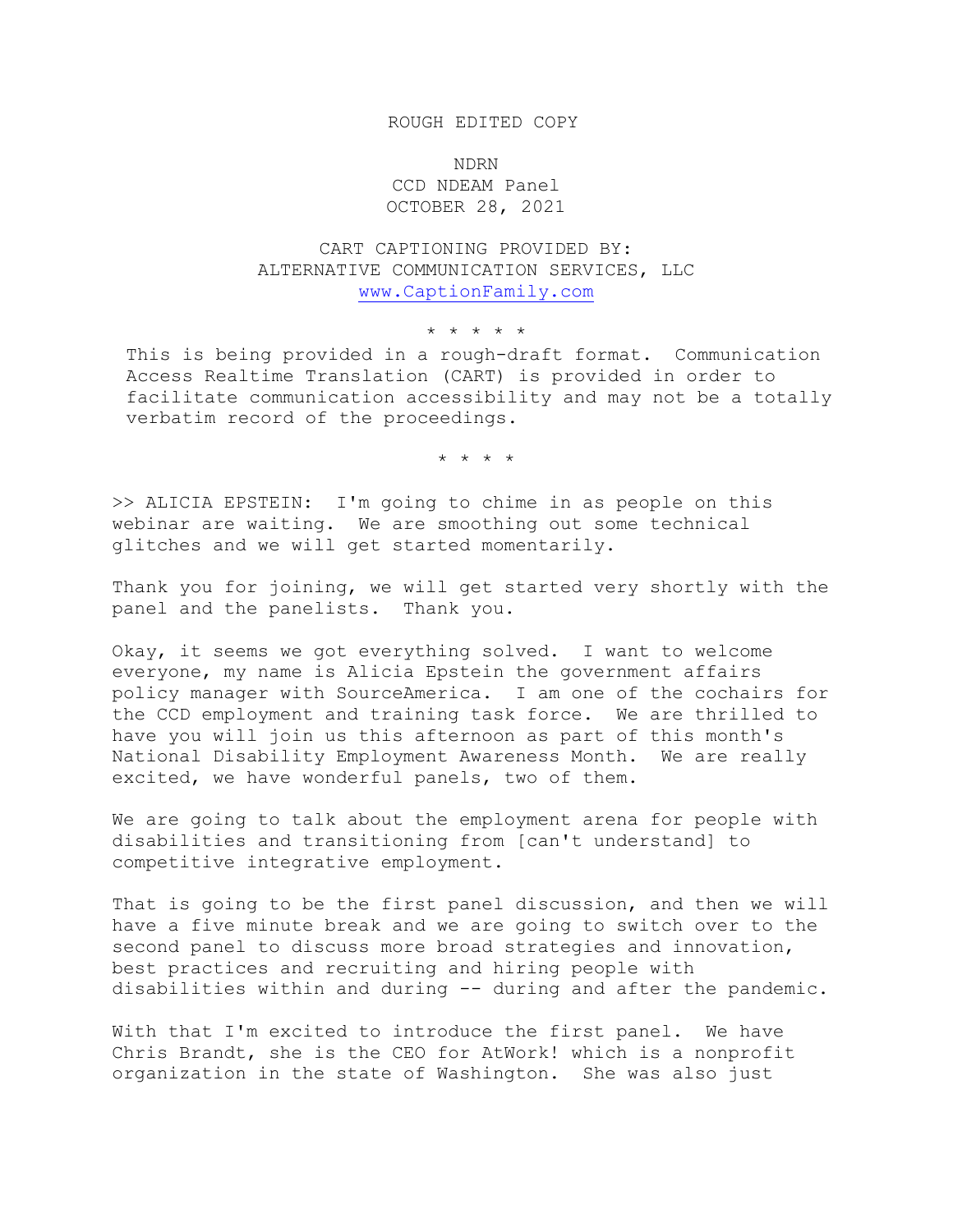ROUGH EDITED COPY

NDRN
CCD NDEAM Panel
OCTOBER 28, 2021

CART CAPTIONING PROVIDED BY:
ALTERNATIVE COMMUNICATION SERVICES, LLC
www.CaptionFamily.com

* * * * *

This is being provided in a rough-draft format. Communication Access Realtime Translation (CART) is provided in order to facilitate communication accessibility and may not be a totally verbatim record of the proceedings.

* * * *

>> ALICIA EPSTEIN: I'm going to chime in as people on this webinar are waiting. We are smoothing out some technical glitches and we will get started momentarily.

Thank you for joining, we will get started very shortly with the panel and the panelists. Thank you.

Okay, it seems we got everything solved. I want to welcome everyone, my name is Alicia Epstein the government affairs policy manager with SourceAmerica. I am one of the cochairs for the CCD employment and training task force. We are thrilled to have you will join us this afternoon as part of this month's National Disability Employment Awareness Month. We are really excited, we have wonderful panels, two of them.

We are going to talk about the employment arena for people with disabilities and transitioning from [can't understand] to competitive integrative employment.

That is going to be the first panel discussion, and then we will have a five minute break and we are going to switch over to the second panel to discuss more broad strategies and innovation, best practices and recruiting and hiring people with disabilities within and during -- during and after the pandemic.

With that I'm excited to introduce the first panel. We have Chris Brandt, she is the CEO for AtWork! which is a nonprofit organization in the state of Washington. She was also just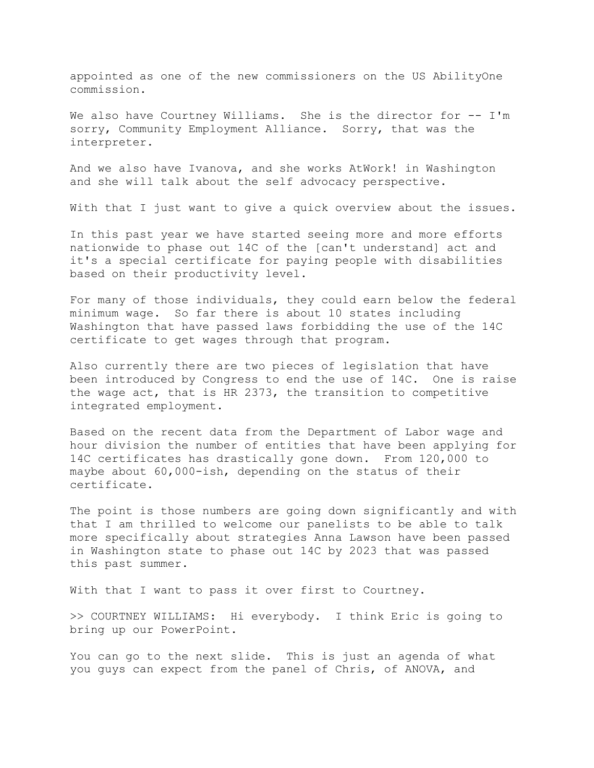appointed as one of the new commissioners on the US AbilityOne commission.

We also have Courtney Williams. She is the director for -- I'm sorry, Community Employment Alliance. Sorry, that was the interpreter.

And we also have Ivanova, and she works AtWork! in Washington and she will talk about the self advocacy perspective.

With that I just want to give a quick overview about the issues.

In this past year we have started seeing more and more efforts nationwide to phase out 14C of the [can't understand] act and it's a special certificate for paying people with disabilities based on their productivity level.

For many of those individuals, they could earn below the federal minimum wage. So far there is about 10 states including Washington that have passed laws forbidding the use of the 14C certificate to get wages through that program.

Also currently there are two pieces of legislation that have been introduced by Congress to end the use of 14C. One is raise the wage act, that is HR 2373, the transition to competitive integrated employment.

Based on the recent data from the Department of Labor wage and hour division the number of entities that have been applying for 14C certificates has drastically gone down. From 120,000 to maybe about 60,000-ish, depending on the status of their certificate.

The point is those numbers are going down significantly and with that I am thrilled to welcome our panelists to be able to talk more specifically about strategies Anna Lawson have been passed in Washington state to phase out 14C by 2023 that was passed this past summer.

With that I want to pass it over first to Courtney.

>> COURTNEY WILLIAMS: Hi everybody. I think Eric is going to bring up our PowerPoint.

You can go to the next slide. This is just an agenda of what you guys can expect from the panel of Chris, of ANOVA, and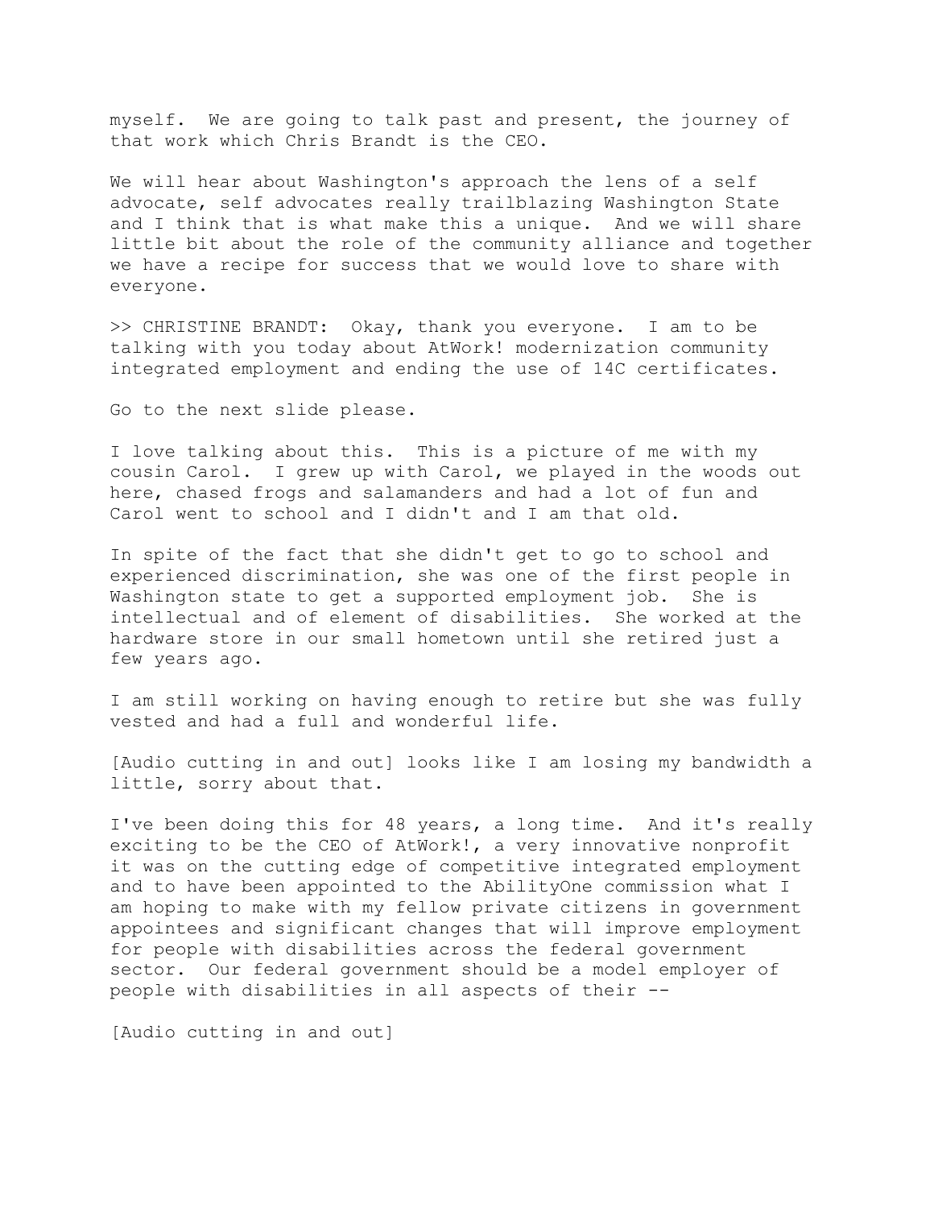myself. We are going to talk past and present, the journey of that work which Chris Brandt is the CEO.

We will hear about Washington's approach the lens of a self advocate, self advocates really trailblazing Washington State and I think that is what make this a unique. And we will share little bit about the role of the community alliance and together we have a recipe for success that we would love to share with everyone.

>> CHRISTINE BRANDT: Okay, thank you everyone. I am to be talking with you today about AtWork! modernization community integrated employment and ending the use of 14C certificates.

Go to the next slide please.

I love talking about this. This is a picture of me with my cousin Carol. I grew up with Carol, we played in the woods out here, chased frogs and salamanders and had a lot of fun and Carol went to school and I didn't and I am that old.

In spite of the fact that she didn't get to go to school and experienced discrimination, she was one of the first people in Washington state to get a supported employment job. She is intellectual and of element of disabilities. She worked at the hardware store in our small hometown until she retired just a few years ago.

I am still working on having enough to retire but she was fully vested and had a full and wonderful life.

[Audio cutting in and out] looks like I am losing my bandwidth a little, sorry about that.

I've been doing this for 48 years, a long time. And it's really exciting to be the CEO of AtWork!, a very innovative nonprofit it was on the cutting edge of competitive integrated employment and to have been appointed to the AbilityOne commission what I am hoping to make with my fellow private citizens in government appointees and significant changes that will improve employment for people with disabilities across the federal government sector. Our federal government should be a model employer of people with disabilities in all aspects of their --

[Audio cutting in and out]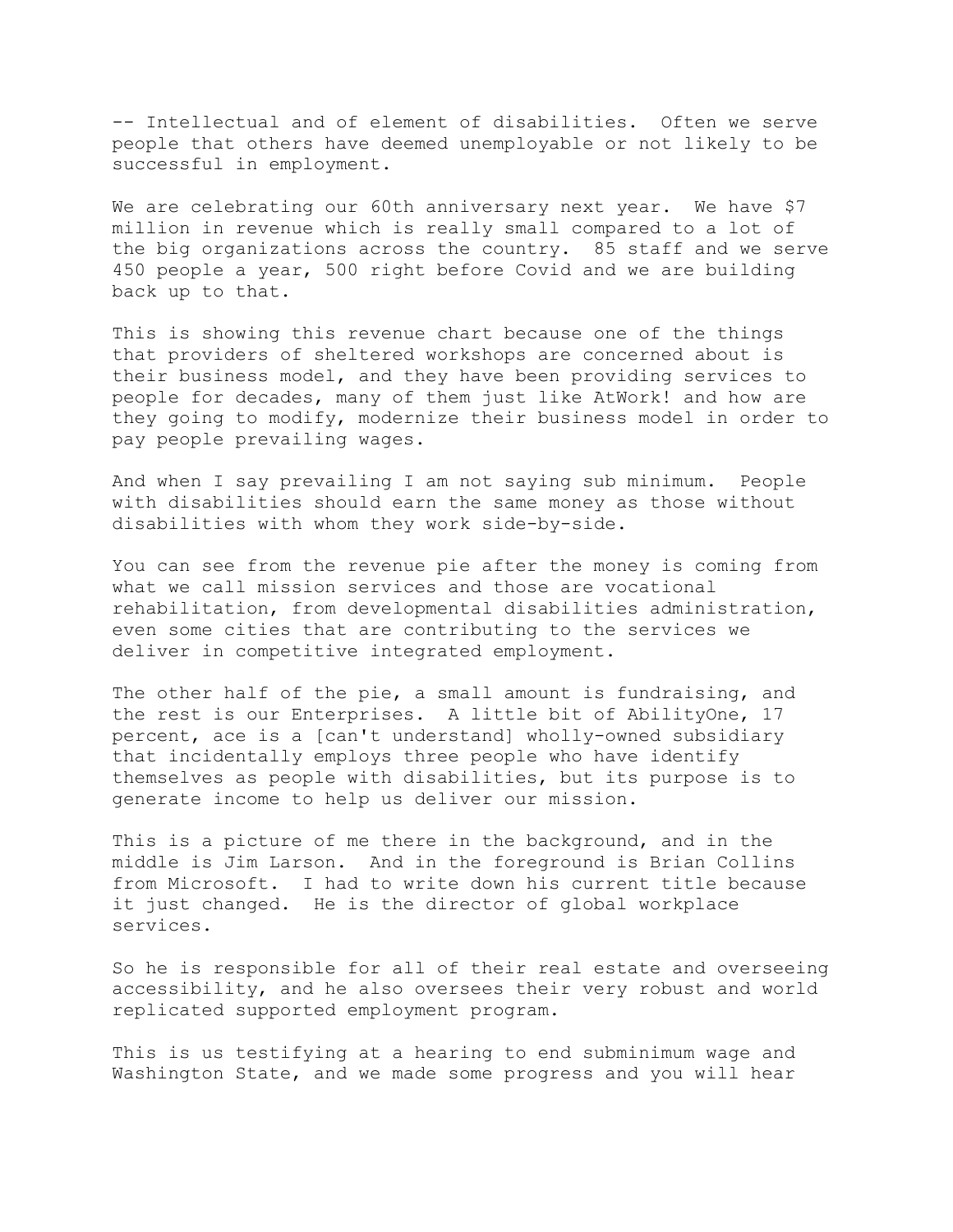-- Intellectual and of element of disabilities. Often we serve people that others have deemed unemployable or not likely to be successful in employment.

We are celebrating our 60th anniversary next year. We have $7 million in revenue which is really small compared to a lot of the big organizations across the country. 85 staff and we serve 450 people a year, 500 right before Covid and we are building back up to that.

This is showing this revenue chart because one of the things that providers of sheltered workshops are concerned about is their business model, and they have been providing services to people for decades, many of them just like AtWork! and how are they going to modify, modernize their business model in order to pay people prevailing wages.

And when I say prevailing I am not saying sub minimum. People with disabilities should earn the same money as those without disabilities with whom they work side-by-side.

You can see from the revenue pie after the money is coming from what we call mission services and those are vocational rehabilitation, from developmental disabilities administration, even some cities that are contributing to the services we deliver in competitive integrated employment.

The other half of the pie, a small amount is fundraising, and the rest is our Enterprises. A little bit of AbilityOne, 17 percent, ace is a [can't understand] wholly-owned subsidiary that incidentally employs three people who have identify themselves as people with disabilities, but its purpose is to generate income to help us deliver our mission.

This is a picture of me there in the background, and in the middle is Jim Larson. And in the foreground is Brian Collins from Microsoft. I had to write down his current title because it just changed. He is the director of global workplace services.

So he is responsible for all of their real estate and overseeing accessibility, and he also oversees their very robust and world replicated supported employment program.

This is us testifying at a hearing to end subminimum wage and Washington State, and we made some progress and you will hear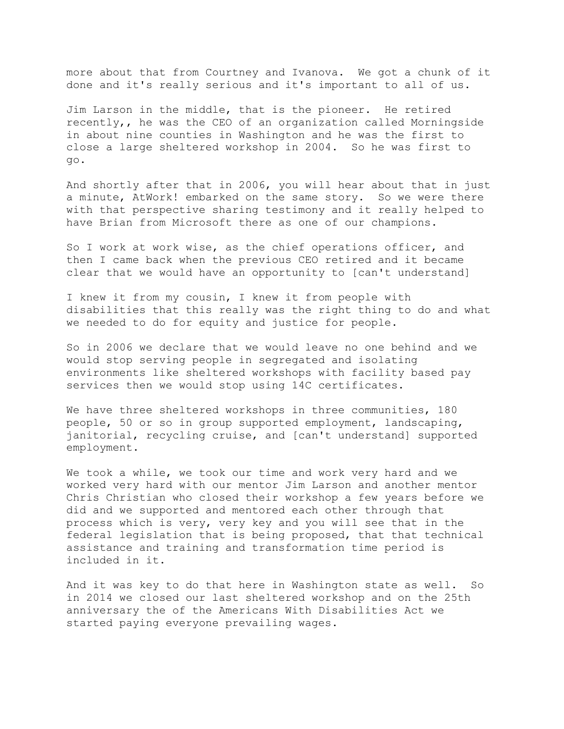more about that from Courtney and Ivanova. We got a chunk of it done and it's really serious and it's important to all of us.

Jim Larson in the middle, that is the pioneer. He retired recently,, he was the CEO of an organization called Morningside in about nine counties in Washington and he was the first to close a large sheltered workshop in 2004. So he was first to go.

And shortly after that in 2006, you will hear about that in just a minute, AtWork! embarked on the same story. So we were there with that perspective sharing testimony and it really helped to have Brian from Microsoft there as one of our champions.

So I work at work wise, as the chief operations officer, and then I came back when the previous CEO retired and it became clear that we would have an opportunity to [can't understand]

I knew it from my cousin, I knew it from people with disabilities that this really was the right thing to do and what we needed to do for equity and justice for people.

So in 2006 we declare that we would leave no one behind and we would stop serving people in segregated and isolating environments like sheltered workshops with facility based pay services then we would stop using 14C certificates.

We have three sheltered workshops in three communities, 180 people, 50 or so in group supported employment, landscaping, janitorial, recycling cruise, and [can't understand] supported employment.

We took a while, we took our time and work very hard and we worked very hard with our mentor Jim Larson and another mentor Chris Christian who closed their workshop a few years before we did and we supported and mentored each other through that process which is very, very key and you will see that in the federal legislation that is being proposed, that that technical assistance and training and transformation time period is included in it.

And it was key to do that here in Washington state as well. So in 2014 we closed our last sheltered workshop and on the 25th anniversary the of the Americans With Disabilities Act we started paying everyone prevailing wages.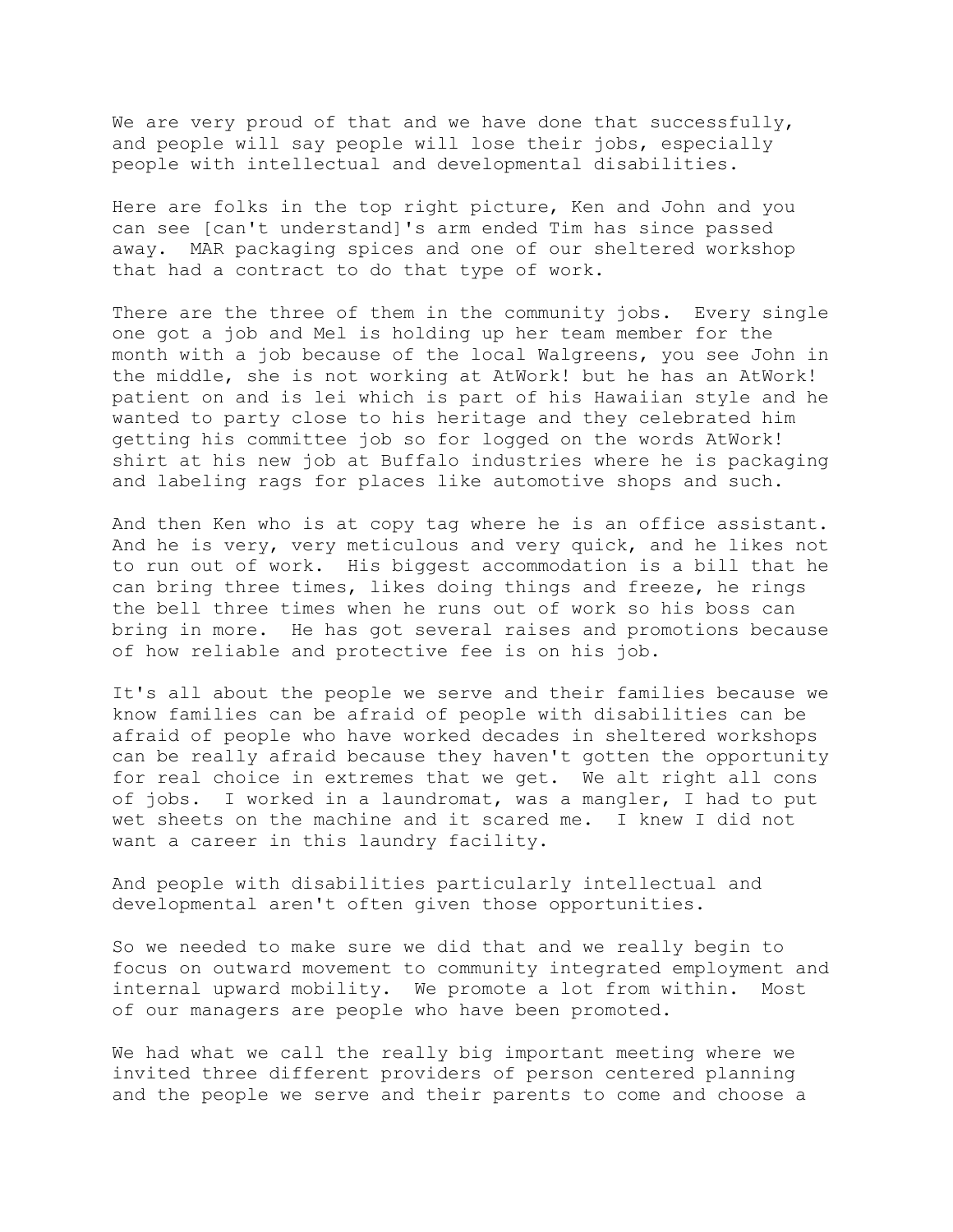We are very proud of that and we have done that successfully, and people will say people will lose their jobs, especially people with intellectual and developmental disabilities.

Here are folks in the top right picture, Ken and John and you can see [can't understand]'s arm ended Tim has since passed away. MAR packaging spices and one of our sheltered workshop that had a contract to do that type of work.

There are the three of them in the community jobs. Every single one got a job and Mel is holding up her team member for the month with a job because of the local Walgreens, you see John in the middle, she is not working at AtWork! but he has an AtWork! patient on and is lei which is part of his Hawaiian style and he wanted to party close to his heritage and they celebrated him getting his committee job so for logged on the words AtWork! shirt at his new job at Buffalo industries where he is packaging and labeling rags for places like automotive shops and such.

And then Ken who is at copy tag where he is an office assistant. And he is very, very meticulous and very quick, and he likes not to run out of work. His biggest accommodation is a bill that he can bring three times, likes doing things and freeze, he rings the bell three times when he runs out of work so his boss can bring in more. He has got several raises and promotions because of how reliable and protective fee is on his job.

It's all about the people we serve and their families because we know families can be afraid of people with disabilities can be afraid of people who have worked decades in sheltered workshops can be really afraid because they haven't gotten the opportunity for real choice in extremes that we get. We alt right all cons of jobs. I worked in a laundromat, was a mangler, I had to put wet sheets on the machine and it scared me. I knew I did not want a career in this laundry facility.

And people with disabilities particularly intellectual and developmental aren't often given those opportunities.

So we needed to make sure we did that and we really begin to focus on outward movement to community integrated employment and internal upward mobility. We promote a lot from within. Most of our managers are people who have been promoted.

We had what we call the really big important meeting where we invited three different providers of person centered planning and the people we serve and their parents to come and choose a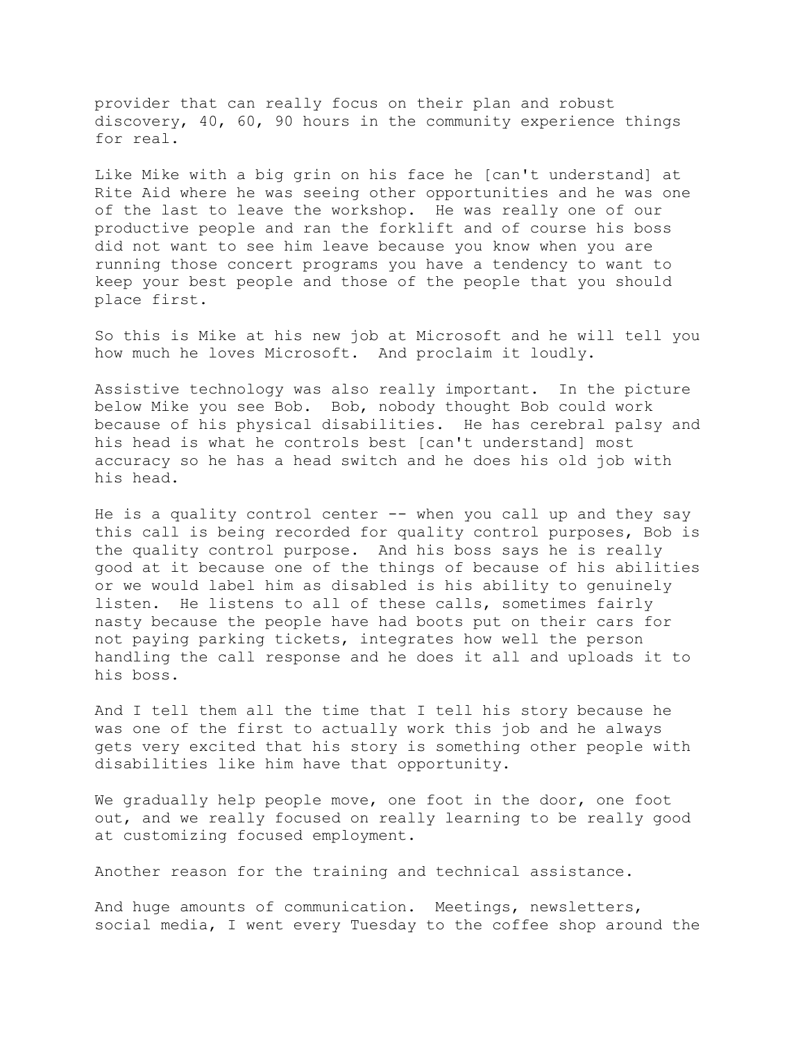provider that can really focus on their plan and robust discovery, 40, 60, 90 hours in the community experience things for real.

Like Mike with a big grin on his face he [can't understand] at Rite Aid where he was seeing other opportunities and he was one of the last to leave the workshop. He was really one of our productive people and ran the forklift and of course his boss did not want to see him leave because you know when you are running those concert programs you have a tendency to want to keep your best people and those of the people that you should place first.

So this is Mike at his new job at Microsoft and he will tell you how much he loves Microsoft. And proclaim it loudly.

Assistive technology was also really important. In the picture below Mike you see Bob. Bob, nobody thought Bob could work because of his physical disabilities. He has cerebral palsy and his head is what he controls best [can't understand] most accuracy so he has a head switch and he does his old job with his head.

He is a quality control center -- when you call up and they say this call is being recorded for quality control purposes, Bob is the quality control purpose. And his boss says he is really good at it because one of the things of because of his abilities or we would label him as disabled is his ability to genuinely listen. He listens to all of these calls, sometimes fairly nasty because the people have had boots put on their cars for not paying parking tickets, integrates how well the person handling the call response and he does it all and uploads it to his boss.

And I tell them all the time that I tell his story because he was one of the first to actually work this job and he always gets very excited that his story is something other people with disabilities like him have that opportunity.

We gradually help people move, one foot in the door, one foot out, and we really focused on really learning to be really good at customizing focused employment.

Another reason for the training and technical assistance.

And huge amounts of communication. Meetings, newsletters, social media, I went every Tuesday to the coffee shop around the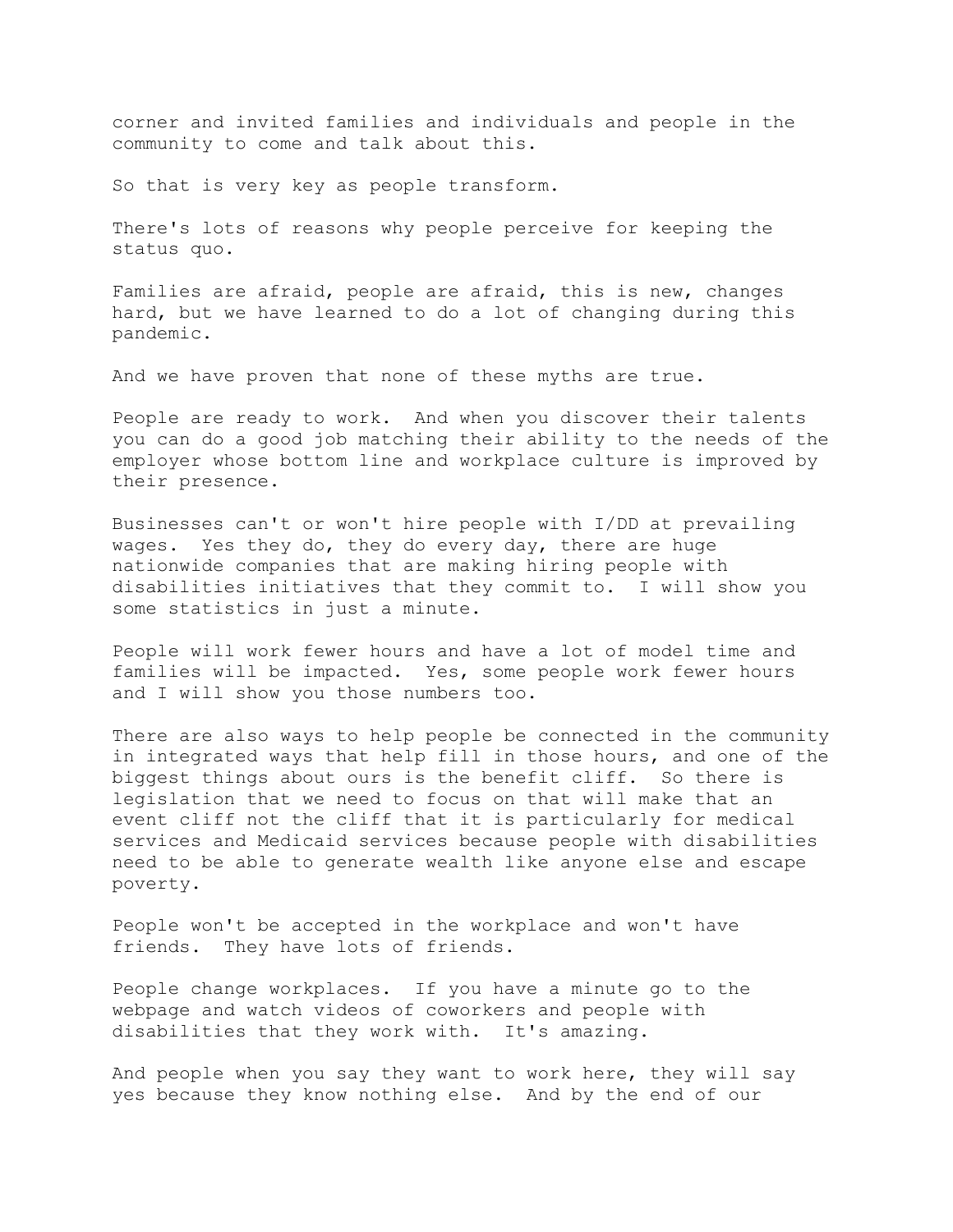corner and invited families and individuals and people in the community to come and talk about this.

So that is very key as people transform.

There's lots of reasons why people perceive for keeping the status quo.

Families are afraid, people are afraid, this is new, changes hard, but we have learned to do a lot of changing during this pandemic.

And we have proven that none of these myths are true.

People are ready to work. And when you discover their talents you can do a good job matching their ability to the needs of the employer whose bottom line and workplace culture is improved by their presence.

Businesses can't or won't hire people with I/DD at prevailing wages. Yes they do, they do every day, there are huge nationwide companies that are making hiring people with disabilities initiatives that they commit to. I will show you some statistics in just a minute.

People will work fewer hours and have a lot of model time and families will be impacted. Yes, some people work fewer hours and I will show you those numbers too.

There are also ways to help people be connected in the community in integrated ways that help fill in those hours, and one of the biggest things about ours is the benefit cliff. So there is legislation that we need to focus on that will make that an event cliff not the cliff that it is particularly for medical services and Medicaid services because people with disabilities need to be able to generate wealth like anyone else and escape poverty.

People won't be accepted in the workplace and won't have friends. They have lots of friends.

People change workplaces. If you have a minute go to the webpage and watch videos of coworkers and people with disabilities that they work with. It's amazing.

And people when you say they want to work here, they will say yes because they know nothing else. And by the end of our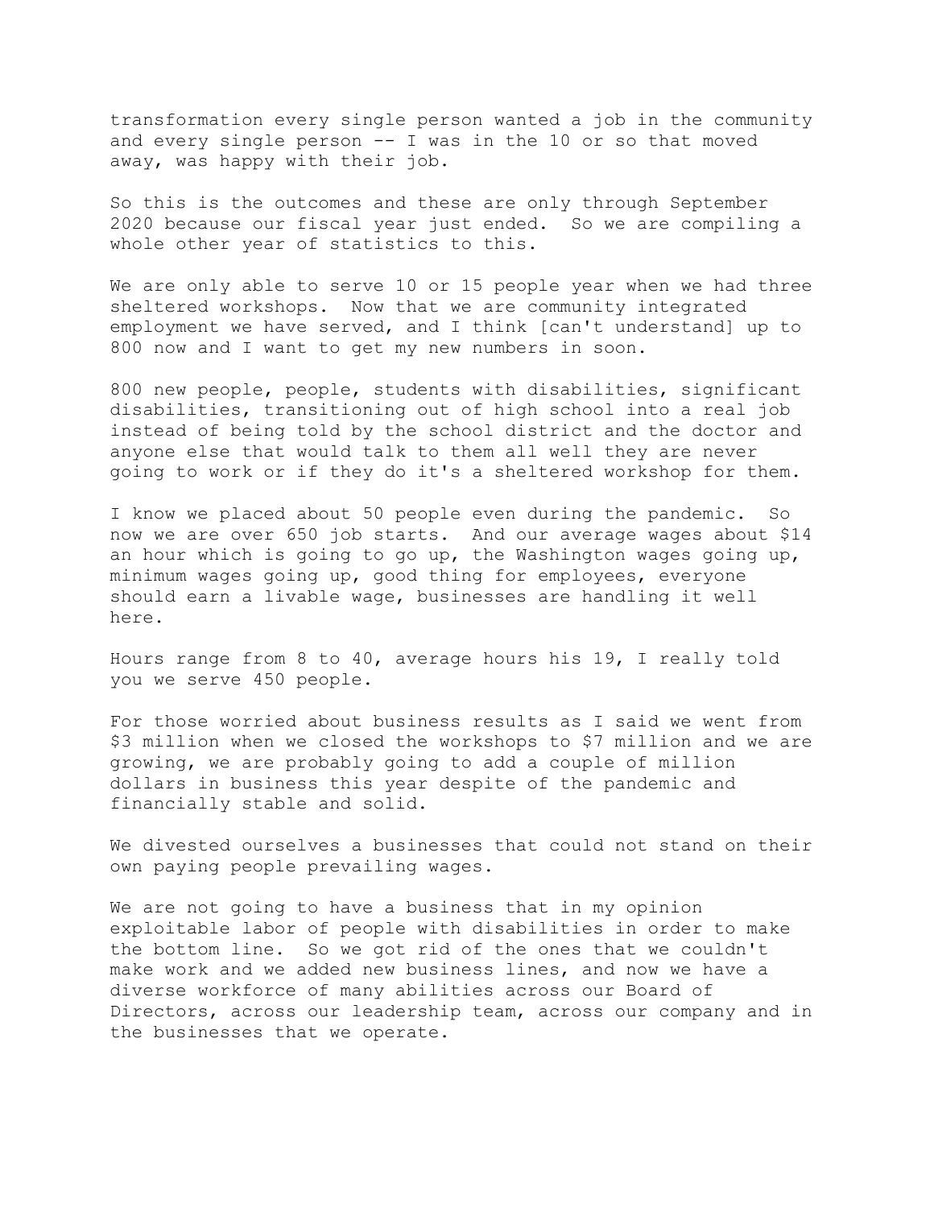transformation every single person wanted a job in the community and every single person -- I was in the 10 or so that moved away, was happy with their job.

So this is the outcomes and these are only through September 2020 because our fiscal year just ended. So we are compiling a whole other year of statistics to this.

We are only able to serve 10 or 15 people year when we had three sheltered workshops. Now that we are community integrated employment we have served, and I think [can't understand] up to 800 now and I want to get my new numbers in soon.

800 new people, people, students with disabilities, significant disabilities, transitioning out of high school into a real job instead of being told by the school district and the doctor and anyone else that would talk to them all well they are never going to work or if they do it's a sheltered workshop for them.

I know we placed about 50 people even during the pandemic. So now we are over 650 job starts. And our average wages about $14 an hour which is going to go up, the Washington wages going up, minimum wages going up, good thing for employees, everyone should earn a livable wage, businesses are handling it well here.

Hours range from 8 to 40, average hours his 19, I really told you we serve 450 people.

For those worried about business results as I said we went from $3 million when we closed the workshops to $7 million and we are growing, we are probably going to add a couple of million dollars in business this year despite of the pandemic and financially stable and solid.

We divested ourselves a businesses that could not stand on their own paying people prevailing wages.

We are not going to have a business that in my opinion exploitable labor of people with disabilities in order to make the bottom line. So we got rid of the ones that we couldn't make work and we added new business lines, and now we have a diverse workforce of many abilities across our Board of Directors, across our leadership team, across our company and in the businesses that we operate.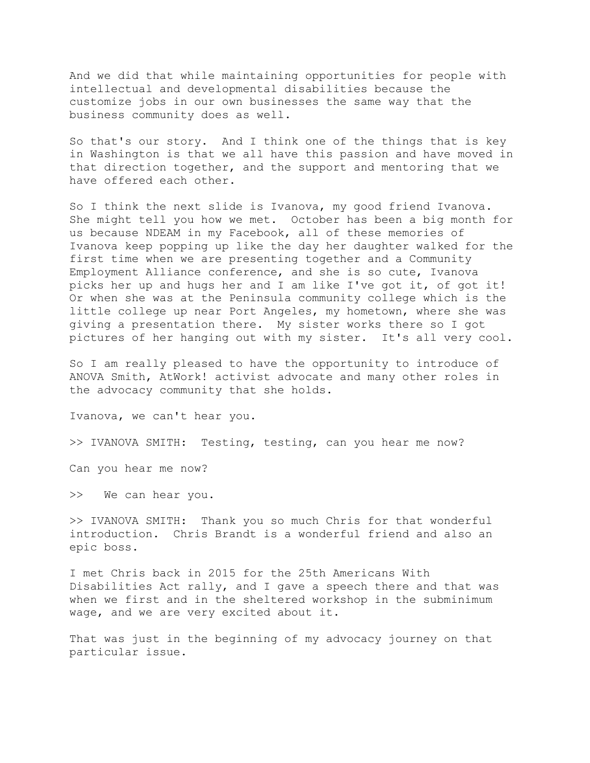And we did that while maintaining opportunities for people with intellectual and developmental disabilities because the customize jobs in our own businesses the same way that the business community does as well.

So that's our story. And I think one of the things that is key in Washington is that we all have this passion and have moved in that direction together, and the support and mentoring that we have offered each other.

So I think the next slide is Ivanova, my good friend Ivanova. She might tell you how we met. October has been a big month for us because NDEAM in my Facebook, all of these memories of Ivanova keep popping up like the day her daughter walked for the first time when we are presenting together and a Community Employment Alliance conference, and she is so cute, Ivanova picks her up and hugs her and I am like I've got it, of got it! Or when she was at the Peninsula community college which is the little college up near Port Angeles, my hometown, where she was giving a presentation there. My sister works there so I got pictures of her hanging out with my sister. It's all very cool.

So I am really pleased to have the opportunity to introduce of ANOVA Smith, AtWork! activist advocate and many other roles in the advocacy community that she holds.

Ivanova, we can't hear you.

>> IVANOVA SMITH: Testing, testing, can you hear me now?

Can you hear me now?

>> We can hear you.

>> IVANOVA SMITH: Thank you so much Chris for that wonderful introduction. Chris Brandt is a wonderful friend and also an epic boss.

I met Chris back in 2015 for the 25th Americans With Disabilities Act rally, and I gave a speech there and that was when we first and in the sheltered workshop in the subminimum wage, and we are very excited about it.

That was just in the beginning of my advocacy journey on that particular issue.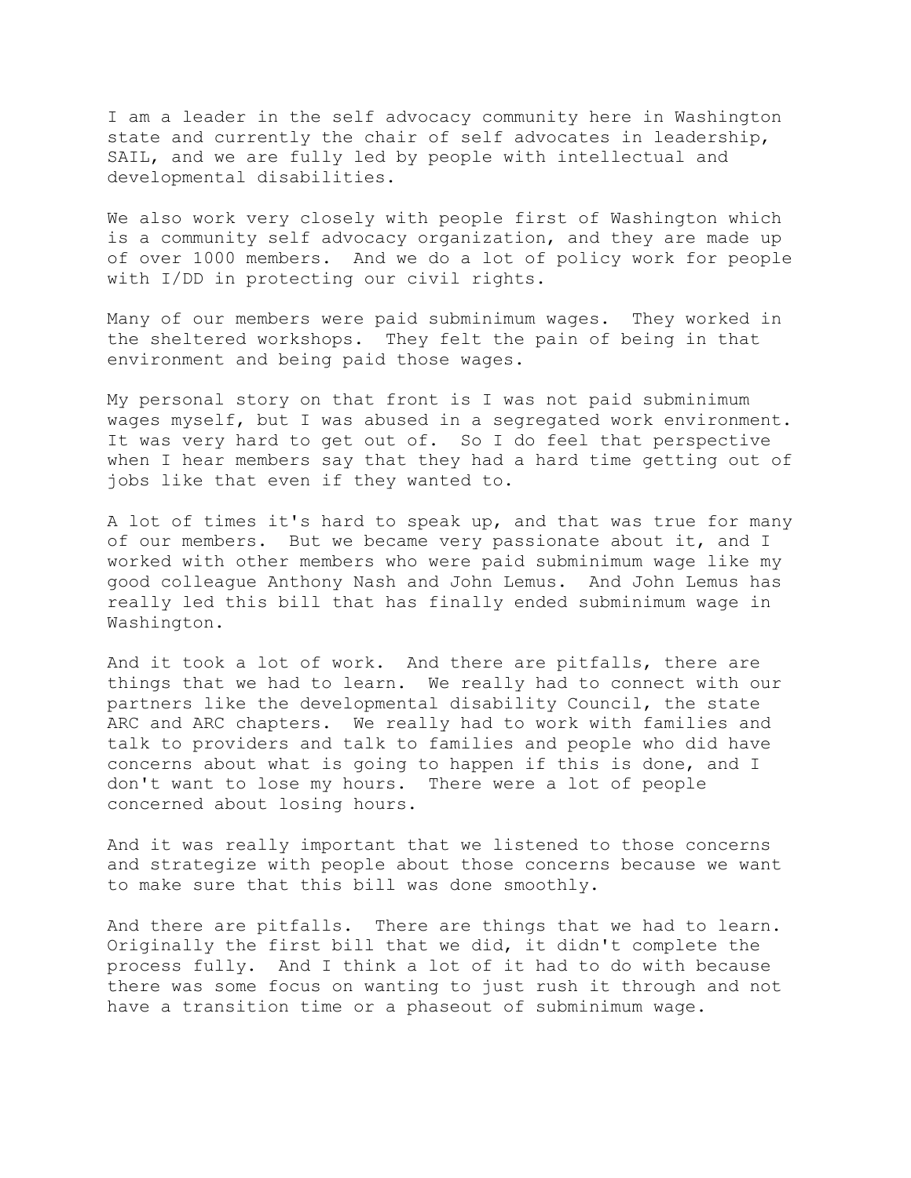I am a leader in the self advocacy community here in Washington state and currently the chair of self advocates in leadership, SAIL, and we are fully led by people with intellectual and developmental disabilities.

We also work very closely with people first of Washington which is a community self advocacy organization, and they are made up of over 1000 members. And we do a lot of policy work for people with I/DD in protecting our civil rights.

Many of our members were paid subminimum wages. They worked in the sheltered workshops. They felt the pain of being in that environment and being paid those wages.

My personal story on that front is I was not paid subminimum wages myself, but I was abused in a segregated work environment. It was very hard to get out of. So I do feel that perspective when I hear members say that they had a hard time getting out of jobs like that even if they wanted to.

A lot of times it's hard to speak up, and that was true for many of our members. But we became very passionate about it, and I worked with other members who were paid subminimum wage like my good colleague Anthony Nash and John Lemus. And John Lemus has really led this bill that has finally ended subminimum wage in Washington.

And it took a lot of work. And there are pitfalls, there are things that we had to learn. We really had to connect with our partners like the developmental disability Council, the state ARC and ARC chapters. We really had to work with families and talk to providers and talk to families and people who did have concerns about what is going to happen if this is done, and I don't want to lose my hours. There were a lot of people concerned about losing hours.

And it was really important that we listened to those concerns and strategize with people about those concerns because we want to make sure that this bill was done smoothly.

And there are pitfalls. There are things that we had to learn. Originally the first bill that we did, it didn't complete the process fully. And I think a lot of it had to do with because there was some focus on wanting to just rush it through and not have a transition time or a phaseout of subminimum wage.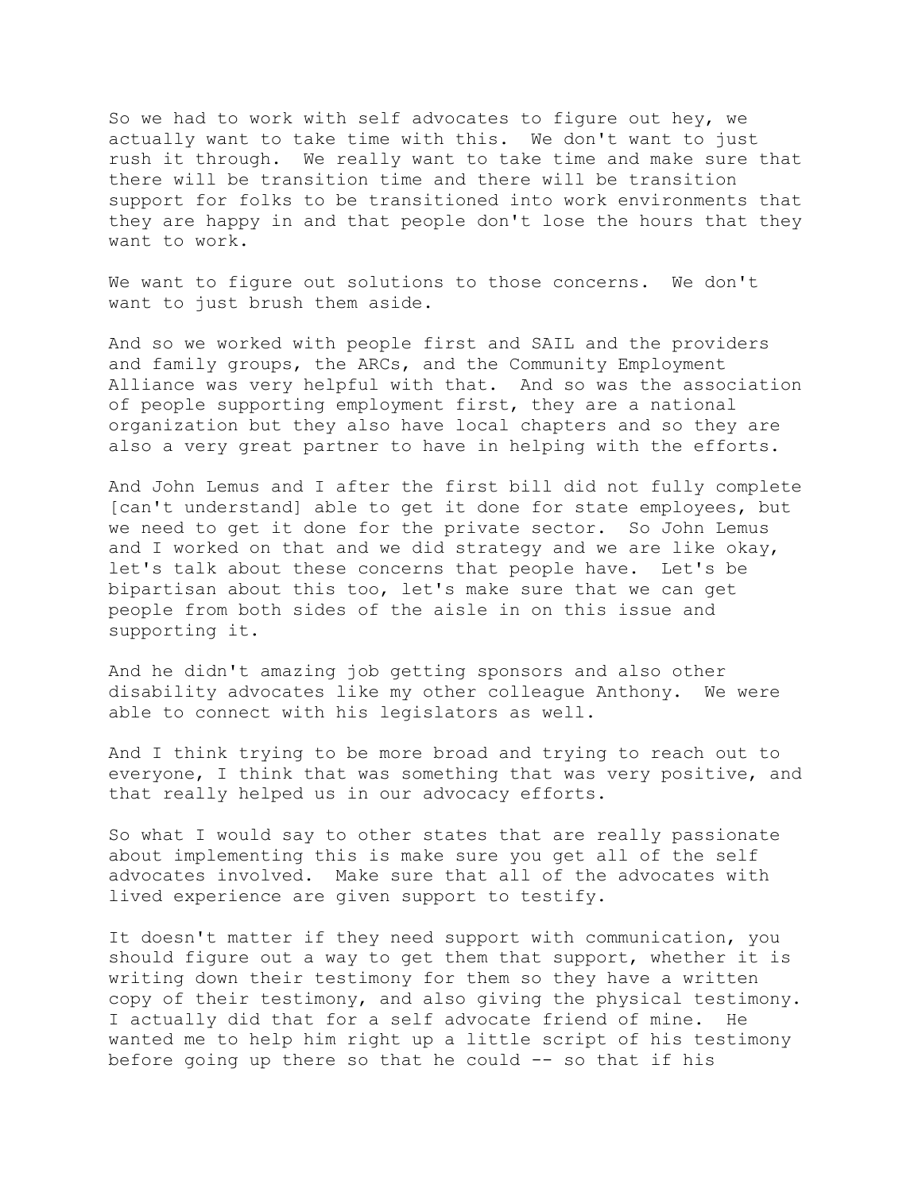So we had to work with self advocates to figure out hey, we actually want to take time with this. We don't want to just rush it through. We really want to take time and make sure that there will be transition time and there will be transition support for folks to be transitioned into work environments that they are happy in and that people don't lose the hours that they want to work.

We want to figure out solutions to those concerns. We don't want to just brush them aside.

And so we worked with people first and SAIL and the providers and family groups, the ARCs, and the Community Employment Alliance was very helpful with that. And so was the association of people supporting employment first, they are a national organization but they also have local chapters and so they are also a very great partner to have in helping with the efforts.

And John Lemus and I after the first bill did not fully complete [can't understand] able to get it done for state employees, but we need to get it done for the private sector. So John Lemus and I worked on that and we did strategy and we are like okay, let's talk about these concerns that people have. Let's be bipartisan about this too, let's make sure that we can get people from both sides of the aisle in on this issue and supporting it.

And he didn't amazing job getting sponsors and also other disability advocates like my other colleague Anthony. We were able to connect with his legislators as well.

And I think trying to be more broad and trying to reach out to everyone, I think that was something that was very positive, and that really helped us in our advocacy efforts.

So what I would say to other states that are really passionate about implementing this is make sure you get all of the self advocates involved. Make sure that all of the advocates with lived experience are given support to testify.

It doesn't matter if they need support with communication, you should figure out a way to get them that support, whether it is writing down their testimony for them so they have a written copy of their testimony, and also giving the physical testimony. I actually did that for a self advocate friend of mine. He wanted me to help him right up a little script of his testimony before going up there so that he could -- so that if his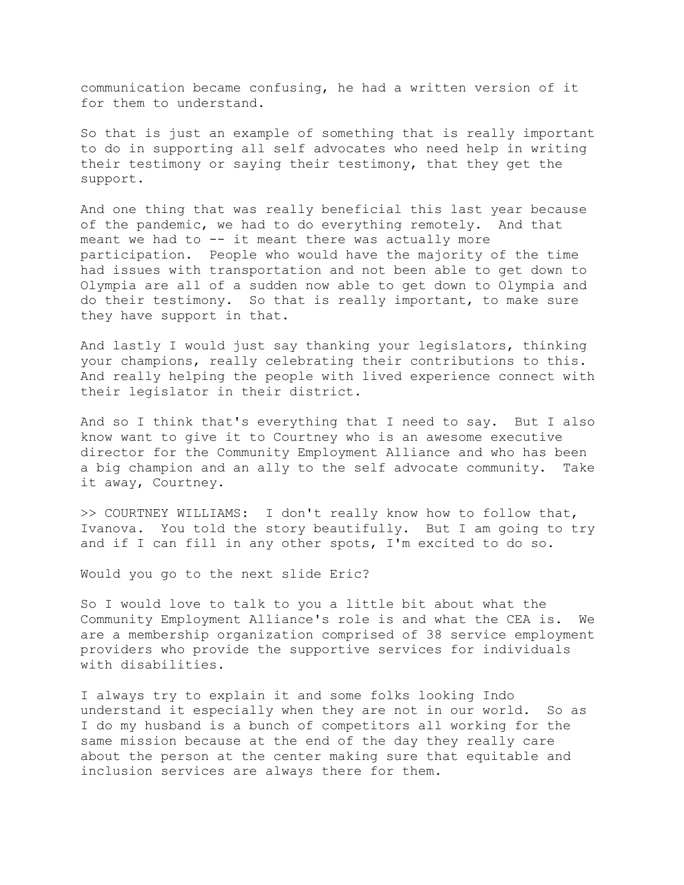communication became confusing, he had a written version of it for them to understand.

So that is just an example of something that is really important to do in supporting all self advocates who need help in writing their testimony or saying their testimony, that they get the support.

And one thing that was really beneficial this last year because of the pandemic, we had to do everything remotely. And that meant we had to -- it meant there was actually more participation. People who would have the majority of the time had issues with transportation and not been able to get down to Olympia are all of a sudden now able to get down to Olympia and do their testimony. So that is really important, to make sure they have support in that.

And lastly I would just say thanking your legislators, thinking your champions, really celebrating their contributions to this. And really helping the people with lived experience connect with their legislator in their district.

And so I think that's everything that I need to say. But I also know want to give it to Courtney who is an awesome executive director for the Community Employment Alliance and who has been a big champion and an ally to the self advocate community. Take it away, Courtney.

>> COURTNEY WILLIAMS: I don't really know how to follow that, Ivanova. You told the story beautifully. But I am going to try and if I can fill in any other spots, I'm excited to do so.

Would you go to the next slide Eric?

So I would love to talk to you a little bit about what the Community Employment Alliance's role is and what the CEA is. We are a membership organization comprised of 38 service employment providers who provide the supportive services for individuals with disabilities.

I always try to explain it and some folks looking Indo understand it especially when they are not in our world. So as I do my husband is a bunch of competitors all working for the same mission because at the end of the day they really care about the person at the center making sure that equitable and inclusion services are always there for them.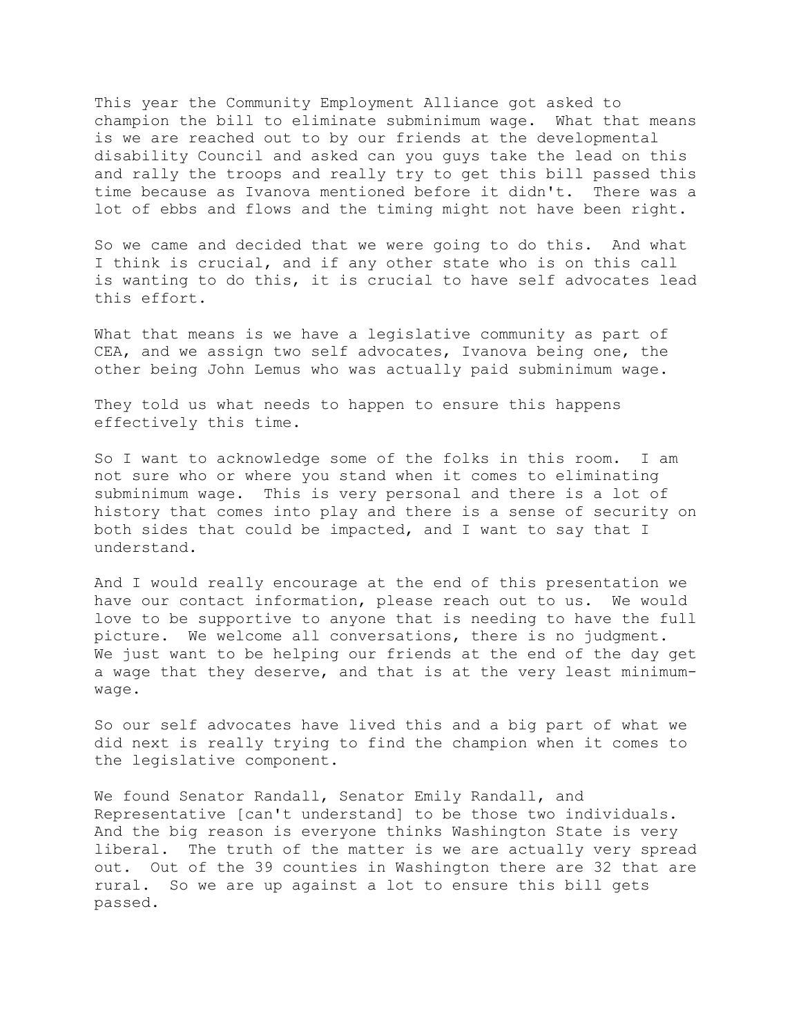This year the Community Employment Alliance got asked to champion the bill to eliminate subminimum wage. What that means is we are reached out to by our friends at the developmental disability Council and asked can you guys take the lead on this and rally the troops and really try to get this bill passed this time because as Ivanova mentioned before it didn't. There was a lot of ebbs and flows and the timing might not have been right.

So we came and decided that we were going to do this. And what I think is crucial, and if any other state who is on this call is wanting to do this, it is crucial to have self advocates lead this effort.

What that means is we have a legislative community as part of CEA, and we assign two self advocates, Ivanova being one, the other being John Lemus who was actually paid subminimum wage.

They told us what needs to happen to ensure this happens effectively this time.

So I want to acknowledge some of the folks in this room. I am not sure who or where you stand when it comes to eliminating subminimum wage. This is very personal and there is a lot of history that comes into play and there is a sense of security on both sides that could be impacted, and I want to say that I understand.

And I would really encourage at the end of this presentation we have our contact information, please reach out to us. We would love to be supportive to anyone that is needing to have the full picture. We welcome all conversations, there is no judgment. We just want to be helping our friends at the end of the day get a wage that they deserve, and that is at the very least minimum-wage.

So our self advocates have lived this and a big part of what we did next is really trying to find the champion when it comes to the legislative component.

We found Senator Randall, Senator Emily Randall, and Representative [can't understand] to be those two individuals. And the big reason is everyone thinks Washington State is very liberal. The truth of the matter is we are actually very spread out. Out of the 39 counties in Washington there are 32 that are rural. So we are up against a lot to ensure this bill gets passed.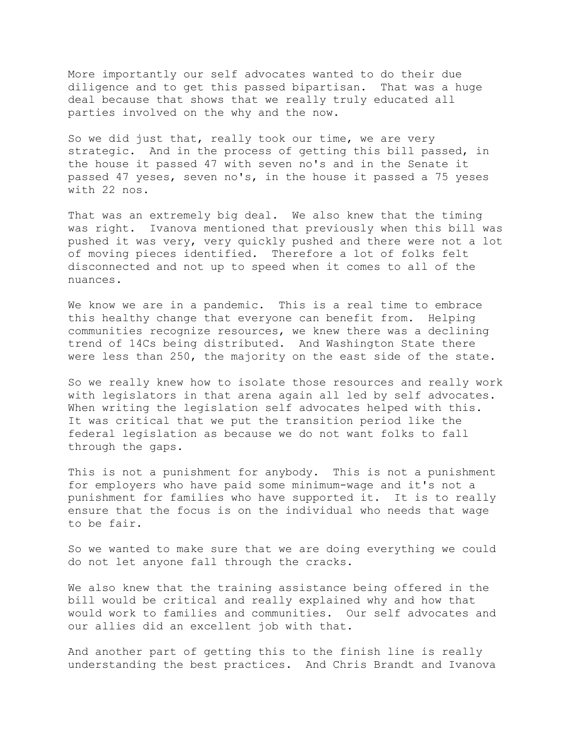More importantly our self advocates wanted to do their due diligence and to get this passed bipartisan. That was a huge deal because that shows that we really truly educated all parties involved on the why and the now.

So we did just that, really took our time, we are very strategic. And in the process of getting this bill passed, in the house it passed 47 with seven no's and in the Senate it passed 47 yeses, seven no's, in the house it passed a 75 yeses with 22 nos.

That was an extremely big deal. We also knew that the timing was right. Ivanova mentioned that previously when this bill was pushed it was very, very quickly pushed and there were not a lot of moving pieces identified. Therefore a lot of folks felt disconnected and not up to speed when it comes to all of the nuances.

We know we are in a pandemic. This is a real time to embrace this healthy change that everyone can benefit from. Helping communities recognize resources, we knew there was a declining trend of 14Cs being distributed. And Washington State there were less than 250, the majority on the east side of the state.

So we really knew how to isolate those resources and really work with legislators in that arena again all led by self advocates. When writing the legislation self advocates helped with this. It was critical that we put the transition period like the federal legislation as because we do not want folks to fall through the gaps.

This is not a punishment for anybody. This is not a punishment for employers who have paid some minimum-wage and it's not a punishment for families who have supported it. It is to really ensure that the focus is on the individual who needs that wage to be fair.

So we wanted to make sure that we are doing everything we could do not let anyone fall through the cracks.

We also knew that the training assistance being offered in the bill would be critical and really explained why and how that would work to families and communities. Our self advocates and our allies did an excellent job with that.

And another part of getting this to the finish line is really understanding the best practices. And Chris Brandt and Ivanova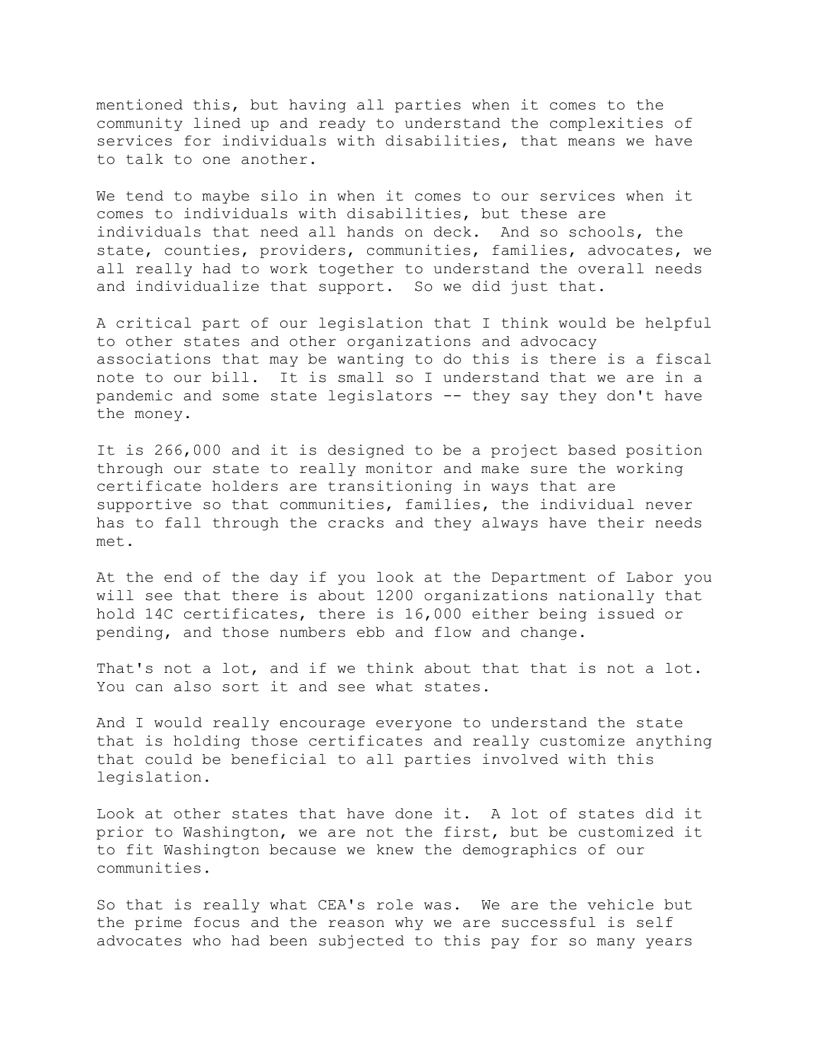mentioned this, but having all parties when it comes to the community lined up and ready to understand the complexities of services for individuals with disabilities, that means we have to talk to one another.

We tend to maybe silo in when it comes to our services when it comes to individuals with disabilities, but these are individuals that need all hands on deck. And so schools, the state, counties, providers, communities, families, advocates, we all really had to work together to understand the overall needs and individualize that support. So we did just that.

A critical part of our legislation that I think would be helpful to other states and other organizations and advocacy associations that may be wanting to do this is there is a fiscal note to our bill. It is small so I understand that we are in a pandemic and some state legislators -- they say they don't have the money.

It is 266,000 and it is designed to be a project based position through our state to really monitor and make sure the working certificate holders are transitioning in ways that are supportive so that communities, families, the individual never has to fall through the cracks and they always have their needs met.

At the end of the day if you look at the Department of Labor you will see that there is about 1200 organizations nationally that hold 14C certificates, there is 16,000 either being issued or pending, and those numbers ebb and flow and change.

That's not a lot, and if we think about that that is not a lot. You can also sort it and see what states.

And I would really encourage everyone to understand the state that is holding those certificates and really customize anything that could be beneficial to all parties involved with this legislation.

Look at other states that have done it. A lot of states did it prior to Washington, we are not the first, but be customized it to fit Washington because we knew the demographics of our communities.

So that is really what CEA's role was. We are the vehicle but the prime focus and the reason why we are successful is self advocates who had been subjected to this pay for so many years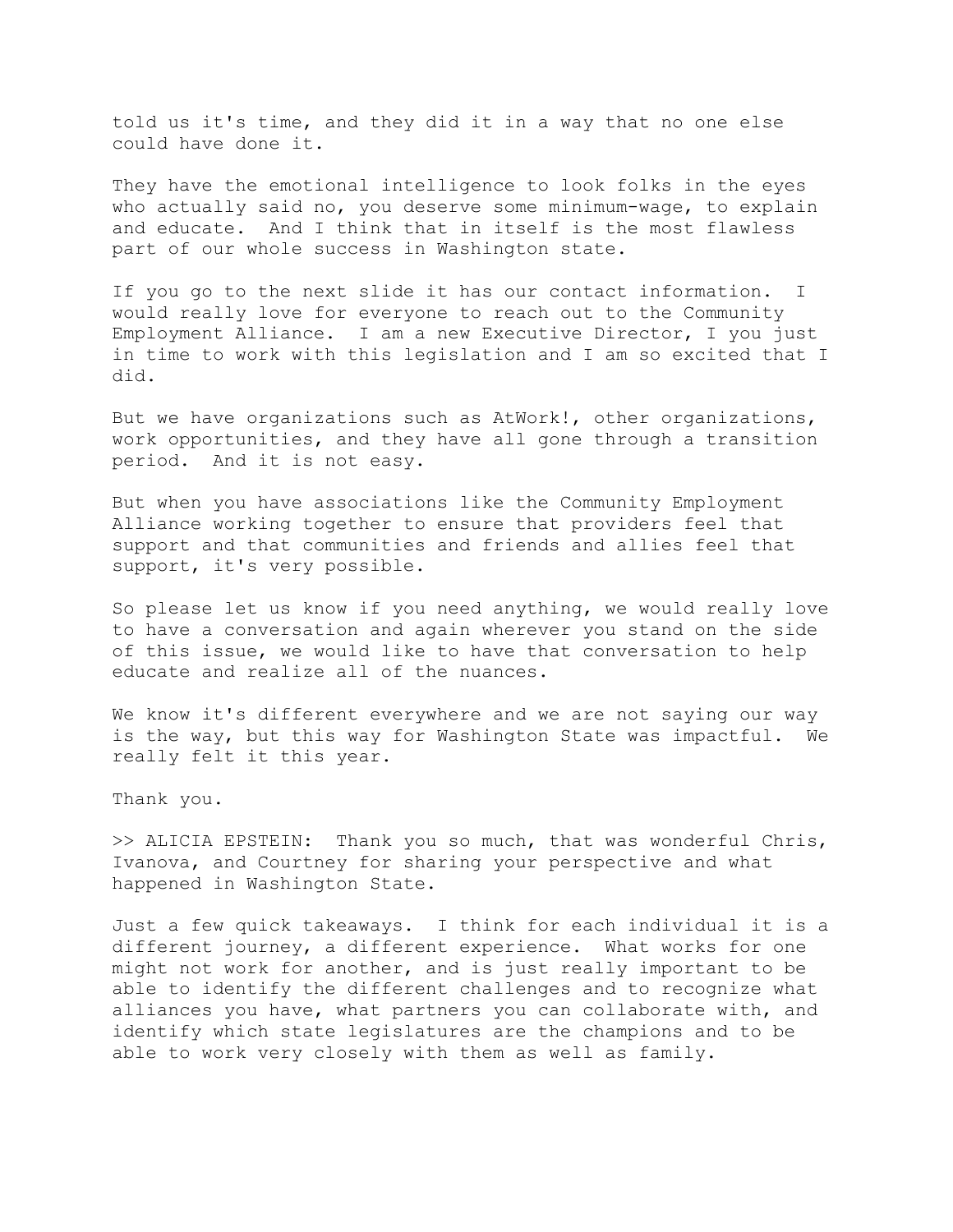told us it's time, and they did it in a way that no one else could have done it.

They have the emotional intelligence to look folks in the eyes who actually said no, you deserve some minimum-wage, to explain and educate. And I think that in itself is the most flawless part of our whole success in Washington state.

If you go to the next slide it has our contact information. I would really love for everyone to reach out to the Community Employment Alliance. I am a new Executive Director, I you just in time to work with this legislation and I am so excited that I did.

But we have organizations such as AtWork!, other organizations, work opportunities, and they have all gone through a transition period. And it is not easy.

But when you have associations like the Community Employment Alliance working together to ensure that providers feel that support and that communities and friends and allies feel that support, it's very possible.

So please let us know if you need anything, we would really love to have a conversation and again wherever you stand on the side of this issue, we would like to have that conversation to help educate and realize all of the nuances.

We know it's different everywhere and we are not saying our way is the way, but this way for Washington State was impactful. We really felt it this year.

Thank you.

>> ALICIA EPSTEIN: Thank you so much, that was wonderful Chris, Ivanova, and Courtney for sharing your perspective and what happened in Washington State.

Just a few quick takeaways. I think for each individual it is a different journey, a different experience. What works for one might not work for another, and is just really important to be able to identify the different challenges and to recognize what alliances you have, what partners you can collaborate with, and identify which state legislatures are the champions and to be able to work very closely with them as well as family.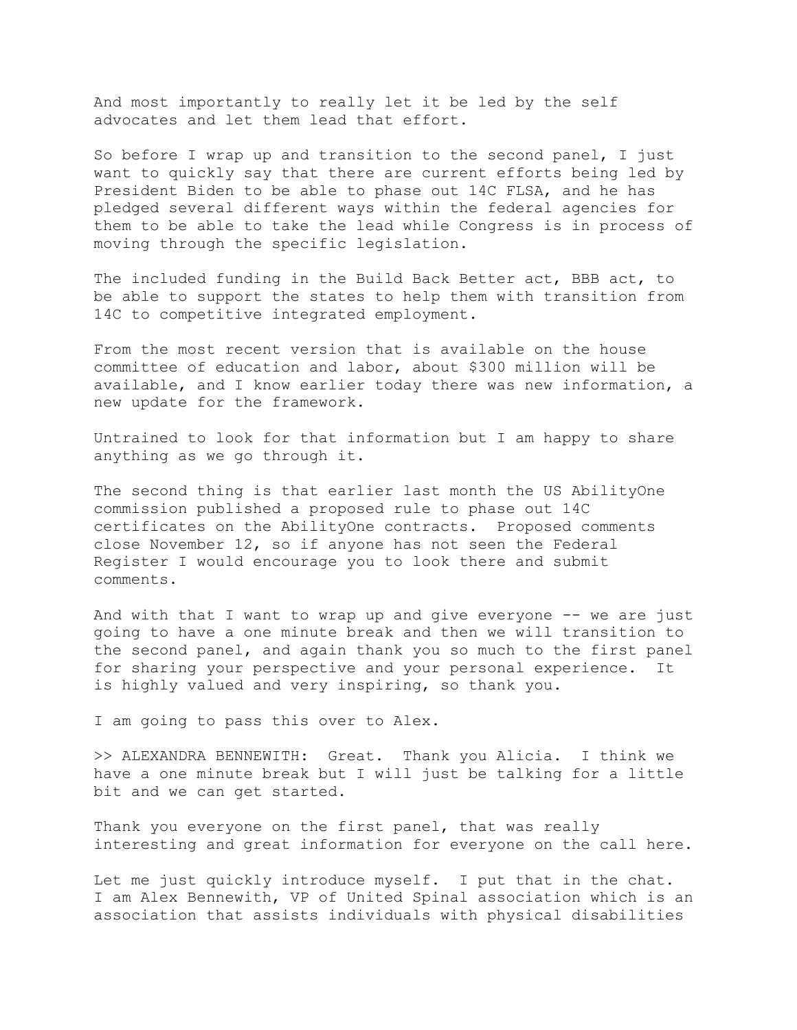And most importantly to really let it be led by the self advocates and let them lead that effort.

So before I wrap up and transition to the second panel, I just want to quickly say that there are current efforts being led by President Biden to be able to phase out 14C FLSA, and he has pledged several different ways within the federal agencies for them to be able to take the lead while Congress is in process of moving through the specific legislation.

The included funding in the Build Back Better act, BBB act, to be able to support the states to help them with transition from 14C to competitive integrated employment.

From the most recent version that is available on the house committee of education and labor, about $300 million will be available, and I know earlier today there was new information, a new update for the framework.

Untrained to look for that information but I am happy to share anything as we go through it.

The second thing is that earlier last month the US AbilityOne commission published a proposed rule to phase out 14C certificates on the AbilityOne contracts. Proposed comments close November 12, so if anyone has not seen the Federal Register I would encourage you to look there and submit comments.

And with that I want to wrap up and give everyone -- we are just going to have a one minute break and then we will transition to the second panel, and again thank you so much to the first panel for sharing your perspective and your personal experience. It is highly valued and very inspiring, so thank you.

I am going to pass this over to Alex.

>> ALEXANDRA BENNEWITH: Great. Thank you Alicia. I think we have a one minute break but I will just be talking for a little bit and we can get started.

Thank you everyone on the first panel, that was really interesting and great information for everyone on the call here.

Let me just quickly introduce myself. I put that in the chat. I am Alex Bennewith, VP of United Spinal association which is an association that assists individuals with physical disabilities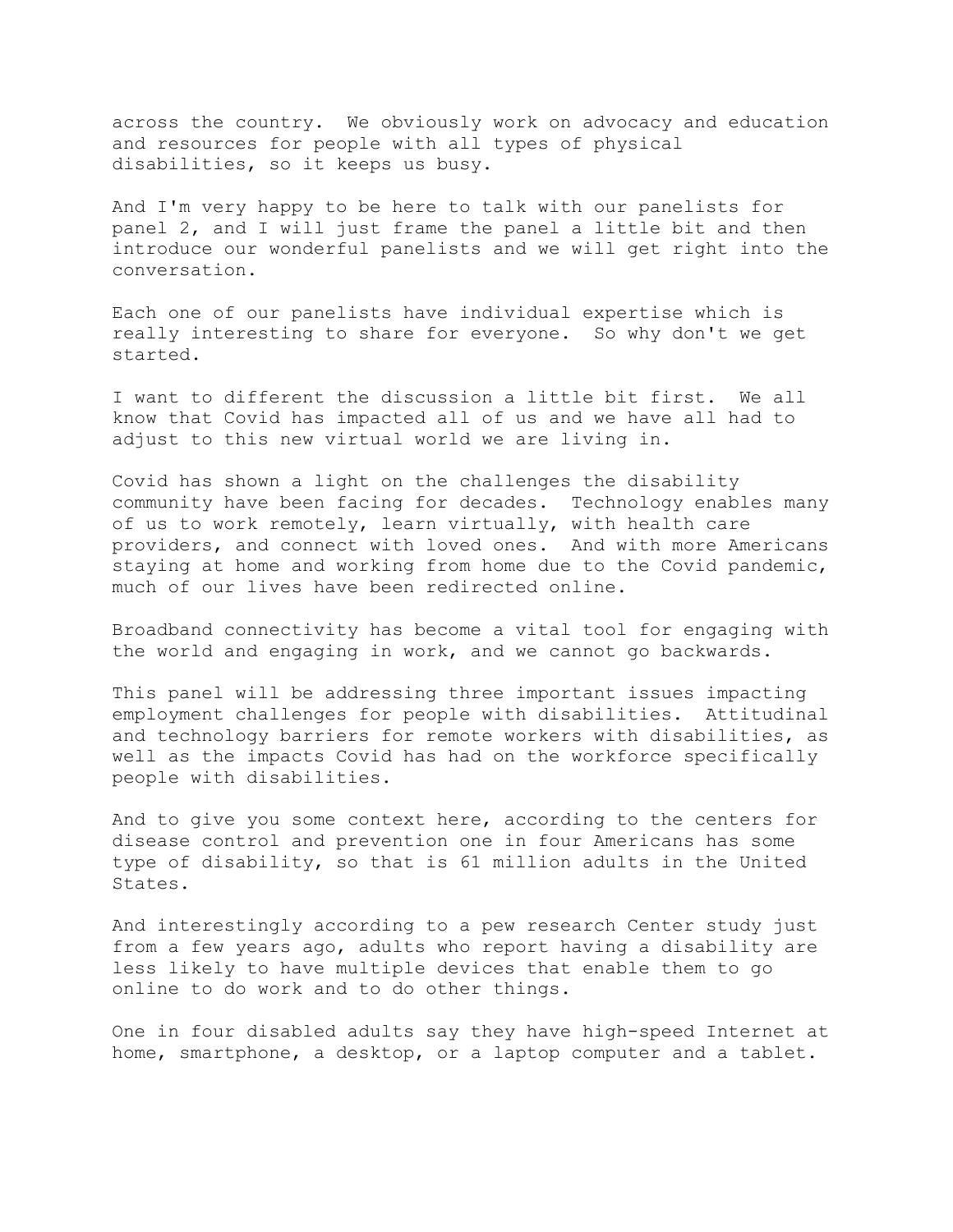across the country. We obviously work on advocacy and education and resources for people with all types of physical disabilities, so it keeps us busy.

And I'm very happy to be here to talk with our panelists for panel 2, and I will just frame the panel a little bit and then introduce our wonderful panelists and we will get right into the conversation.

Each one of our panelists have individual expertise which is really interesting to share for everyone. So why don't we get started.

I want to different the discussion a little bit first. We all know that Covid has impacted all of us and we have all had to adjust to this new virtual world we are living in.

Covid has shown a light on the challenges the disability community have been facing for decades. Technology enables many of us to work remotely, learn virtually, with health care providers, and connect with loved ones. And with more Americans staying at home and working from home due to the Covid pandemic, much of our lives have been redirected online.

Broadband connectivity has become a vital tool for engaging with the world and engaging in work, and we cannot go backwards.

This panel will be addressing three important issues impacting employment challenges for people with disabilities. Attitudinal and technology barriers for remote workers with disabilities, as well as the impacts Covid has had on the workforce specifically people with disabilities.

And to give you some context here, according to the centers for disease control and prevention one in four Americans has some type of disability, so that is 61 million adults in the United States.

And interestingly according to a pew research Center study just from a few years ago, adults who report having a disability are less likely to have multiple devices that enable them to go online to do work and to do other things.

One in four disabled adults say they have high-speed Internet at home, smartphone, a desktop, or a laptop computer and a tablet.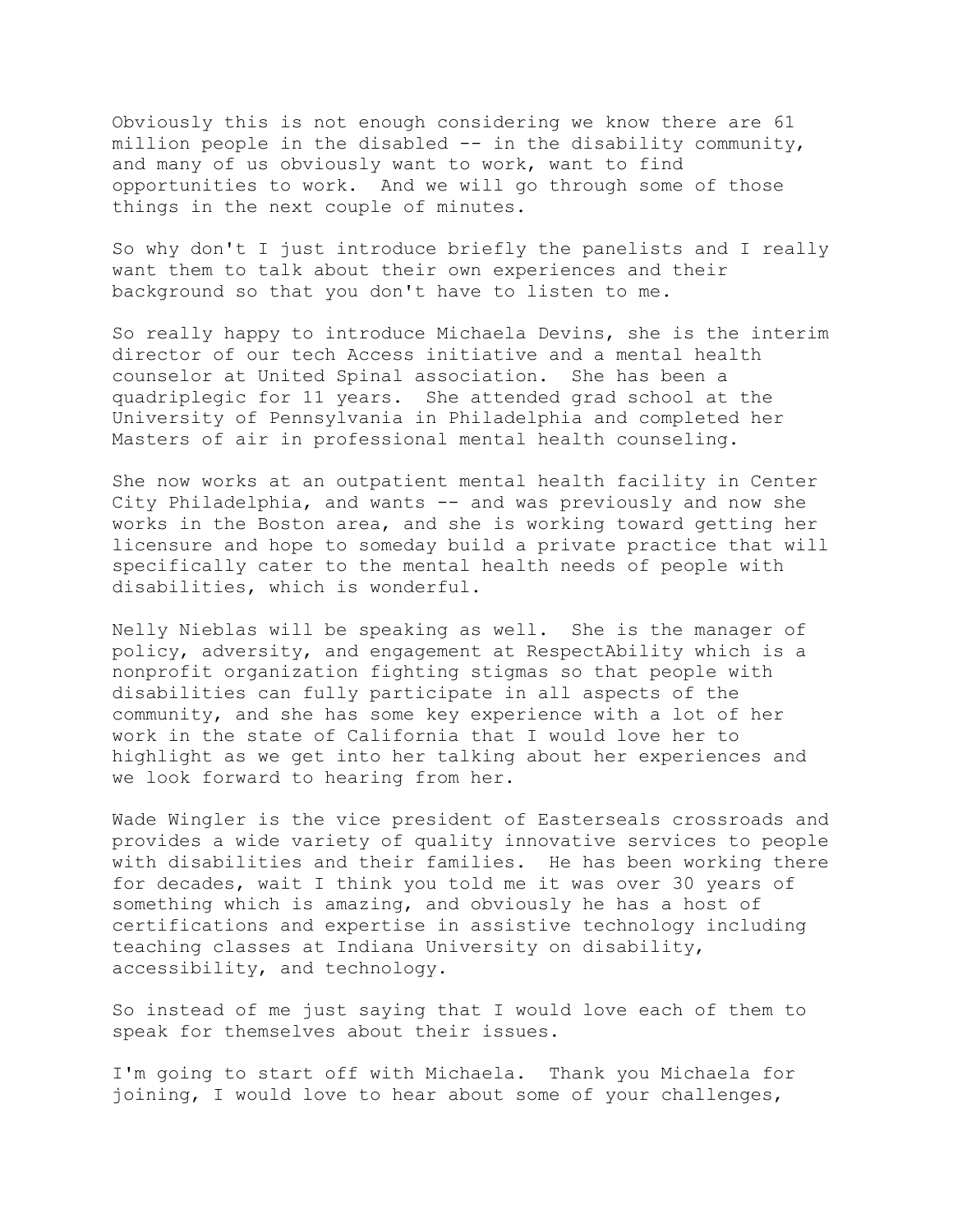Obviously this is not enough considering we know there are 61 million people in the disabled -- in the disability community, and many of us obviously want to work, want to find opportunities to work. And we will go through some of those things in the next couple of minutes.

So why don't I just introduce briefly the panelists and I really want them to talk about their own experiences and their background so that you don't have to listen to me.

So really happy to introduce Michaela Devins, she is the interim director of our tech Access initiative and a mental health counselor at United Spinal association. She has been a quadriplegic for 11 years. She attended grad school at the University of Pennsylvania in Philadelphia and completed her Masters of air in professional mental health counseling.

She now works at an outpatient mental health facility in Center City Philadelphia, and wants -- and was previously and now she works in the Boston area, and she is working toward getting her licensure and hope to someday build a private practice that will specifically cater to the mental health needs of people with disabilities, which is wonderful.

Nelly Nieblas will be speaking as well. She is the manager of policy, adversity, and engagement at RespectAbility which is a nonprofit organization fighting stigmas so that people with disabilities can fully participate in all aspects of the community, and she has some key experience with a lot of her work in the state of California that I would love her to highlight as we get into her talking about her experiences and we look forward to hearing from her.

Wade Wingler is the vice president of Easterseals crossroads and provides a wide variety of quality innovative services to people with disabilities and their families. He has been working there for decades, wait I think you told me it was over 30 years of something which is amazing, and obviously he has a host of certifications and expertise in assistive technology including teaching classes at Indiana University on disability, accessibility, and technology.

So instead of me just saying that I would love each of them to speak for themselves about their issues.

I'm going to start off with Michaela. Thank you Michaela for joining, I would love to hear about some of your challenges,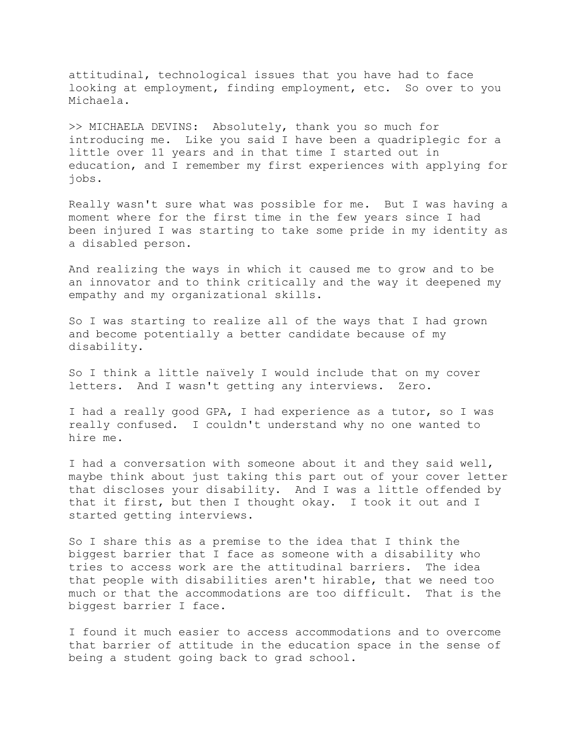attitudinal, technological issues that you have had to face looking at employment, finding employment, etc. So over to you Michaela.

>> MICHAELA DEVINS: Absolutely, thank you so much for introducing me. Like you said I have been a quadriplegic for a little over 11 years and in that time I started out in education, and I remember my first experiences with applying for jobs.

Really wasn't sure what was possible for me. But I was having a moment where for the first time in the few years since I had been injured I was starting to take some pride in my identity as a disabled person.

And realizing the ways in which it caused me to grow and to be an innovator and to think critically and the way it deepened my empathy and my organizational skills.

So I was starting to realize all of the ways that I had grown and become potentially a better candidate because of my disability.

So I think a little naïvely I would include that on my cover letters. And I wasn't getting any interviews. Zero.

I had a really good GPA, I had experience as a tutor, so I was really confused. I couldn't understand why no one wanted to hire me.

I had a conversation with someone about it and they said well, maybe think about just taking this part out of your cover letter that discloses your disability. And I was a little offended by that it first, but then I thought okay. I took it out and I started getting interviews.

So I share this as a premise to the idea that I think the biggest barrier that I face as someone with a disability who tries to access work are the attitudinal barriers. The idea that people with disabilities aren't hirable, that we need too much or that the accommodations are too difficult. That is the biggest barrier I face.

I found it much easier to access accommodations and to overcome that barrier of attitude in the education space in the sense of being a student going back to grad school.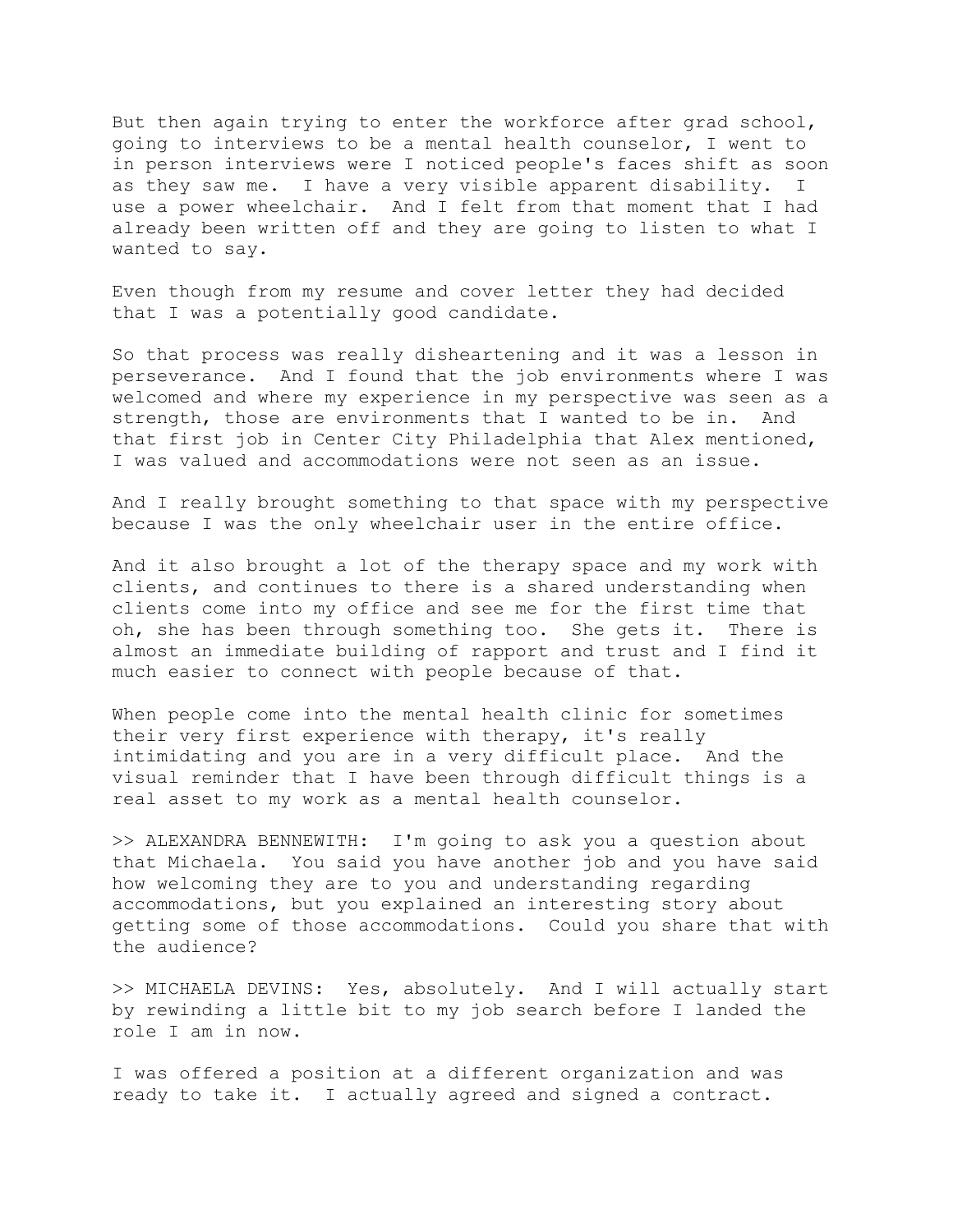But then again trying to enter the workforce after grad school, going to interviews to be a mental health counselor, I went to in person interviews were I noticed people's faces shift as soon as they saw me. I have a very visible apparent disability. I use a power wheelchair. And I felt from that moment that I had already been written off and they are going to listen to what I wanted to say.

Even though from my resume and cover letter they had decided that I was a potentially good candidate.

So that process was really disheartening and it was a lesson in perseverance. And I found that the job environments where I was welcomed and where my experience in my perspective was seen as a strength, those are environments that I wanted to be in. And that first job in Center City Philadelphia that Alex mentioned, I was valued and accommodations were not seen as an issue.

And I really brought something to that space with my perspective because I was the only wheelchair user in the entire office.

And it also brought a lot of the therapy space and my work with clients, and continues to there is a shared understanding when clients come into my office and see me for the first time that oh, she has been through something too. She gets it. There is almost an immediate building of rapport and trust and I find it much easier to connect with people because of that.

When people come into the mental health clinic for sometimes their very first experience with therapy, it's really intimidating and you are in a very difficult place. And the visual reminder that I have been through difficult things is a real asset to my work as a mental health counselor.

>> ALEXANDRA BENNEWITH: I'm going to ask you a question about that Michaela. You said you have another job and you have said how welcoming they are to you and understanding regarding accommodations, but you explained an interesting story about getting some of those accommodations. Could you share that with the audience?

>> MICHAELA DEVINS: Yes, absolutely. And I will actually start by rewinding a little bit to my job search before I landed the role I am in now.

I was offered a position at a different organization and was ready to take it. I actually agreed and signed a contract.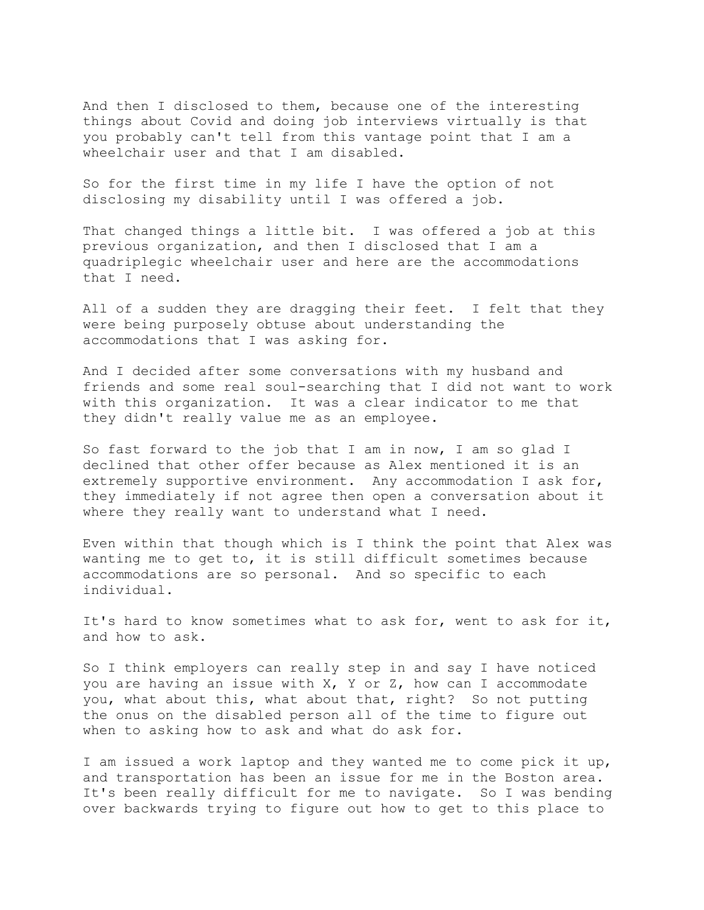And then I disclosed to them, because one of the interesting things about Covid and doing job interviews virtually is that you probably can't tell from this vantage point that I am a wheelchair user and that I am disabled.

So for the first time in my life I have the option of not disclosing my disability until I was offered a job.

That changed things a little bit. I was offered a job at this previous organization, and then I disclosed that I am a quadriplegic wheelchair user and here are the accommodations that I need.

All of a sudden they are dragging their feet. I felt that they were being purposely obtuse about understanding the accommodations that I was asking for.

And I decided after some conversations with my husband and friends and some real soul-searching that I did not want to work with this organization. It was a clear indicator to me that they didn't really value me as an employee.

So fast forward to the job that I am in now, I am so glad I declined that other offer because as Alex mentioned it is an extremely supportive environment. Any accommodation I ask for, they immediately if not agree then open a conversation about it where they really want to understand what I need.

Even within that though which is I think the point that Alex was wanting me to get to, it is still difficult sometimes because accommodations are so personal. And so specific to each individual.

It's hard to know sometimes what to ask for, went to ask for it, and how to ask.

So I think employers can really step in and say I have noticed you are having an issue with X, Y or Z, how can I accommodate you, what about this, what about that, right? So not putting the onus on the disabled person all of the time to figure out when to asking how to ask and what do ask for.

I am issued a work laptop and they wanted me to come pick it up, and transportation has been an issue for me in the Boston area. It's been really difficult for me to navigate. So I was bending over backwards trying to figure out how to get to this place to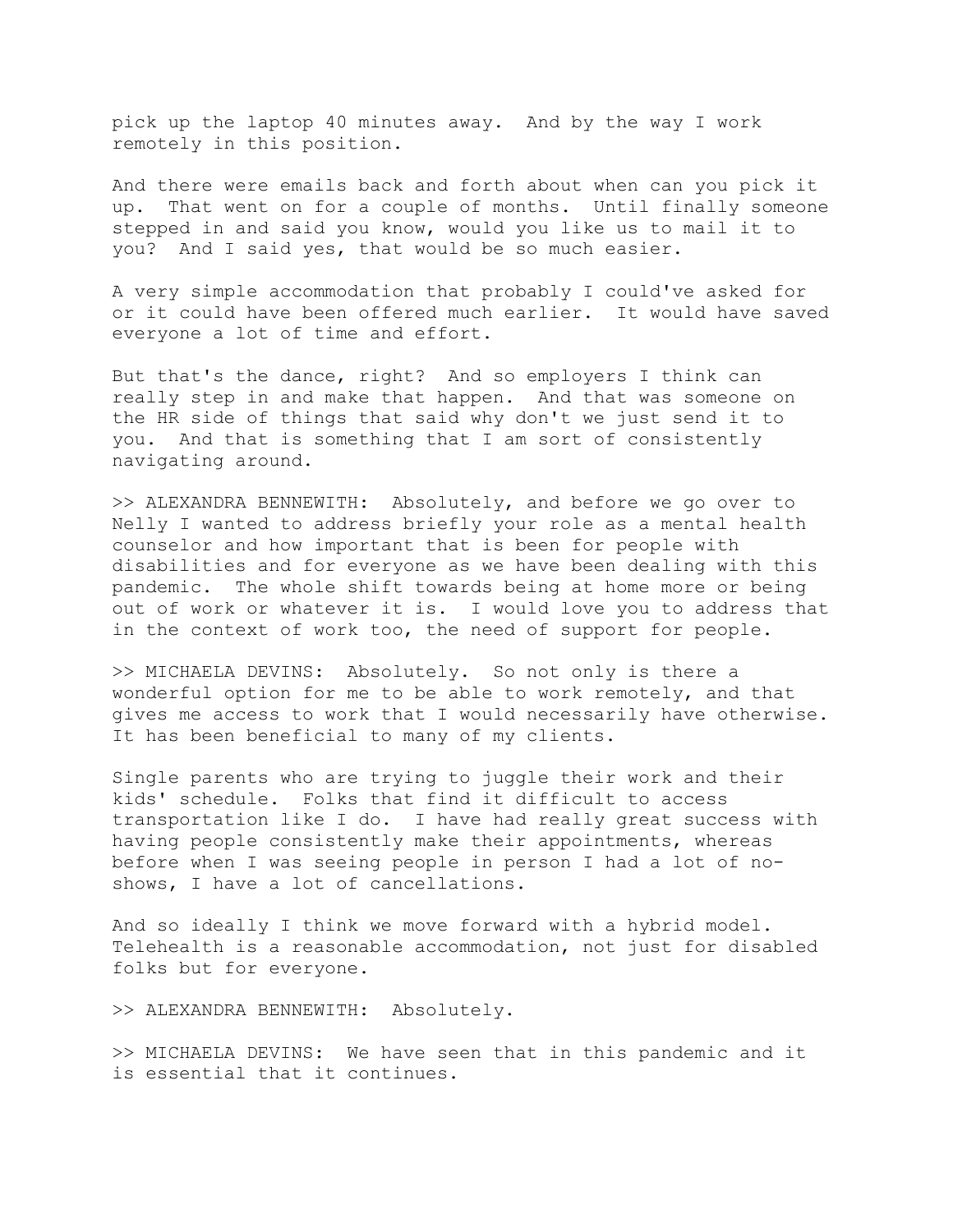pick up the laptop 40 minutes away. And by the way I work remotely in this position.

And there were emails back and forth about when can you pick it up. That went on for a couple of months. Until finally someone stepped in and said you know, would you like us to mail it to you? And I said yes, that would be so much easier.

A very simple accommodation that probably I could've asked for or it could have been offered much earlier. It would have saved everyone a lot of time and effort.

But that's the dance, right? And so employers I think can really step in and make that happen. And that was someone on the HR side of things that said why don't we just send it to you. And that is something that I am sort of consistently navigating around.

>> ALEXANDRA BENNEWITH: Absolutely, and before we go over to Nelly I wanted to address briefly your role as a mental health counselor and how important that is been for people with disabilities and for everyone as we have been dealing with this pandemic. The whole shift towards being at home more or being out of work or whatever it is. I would love you to address that in the context of work too, the need of support for people.

>> MICHAELA DEVINS: Absolutely. So not only is there a wonderful option for me to be able to work remotely, and that gives me access to work that I would necessarily have otherwise. It has been beneficial to many of my clients.

Single parents who are trying to juggle their work and their kids' schedule. Folks that find it difficult to access transportation like I do. I have had really great success with having people consistently make their appointments, whereas before when I was seeing people in person I had a lot of no-shows, I have a lot of cancellations.

And so ideally I think we move forward with a hybrid model. Telehealth is a reasonable accommodation, not just for disabled folks but for everyone.

>> ALEXANDRA BENNEWITH: Absolutely.

>> MICHAELA DEVINS: We have seen that in this pandemic and it is essential that it continues.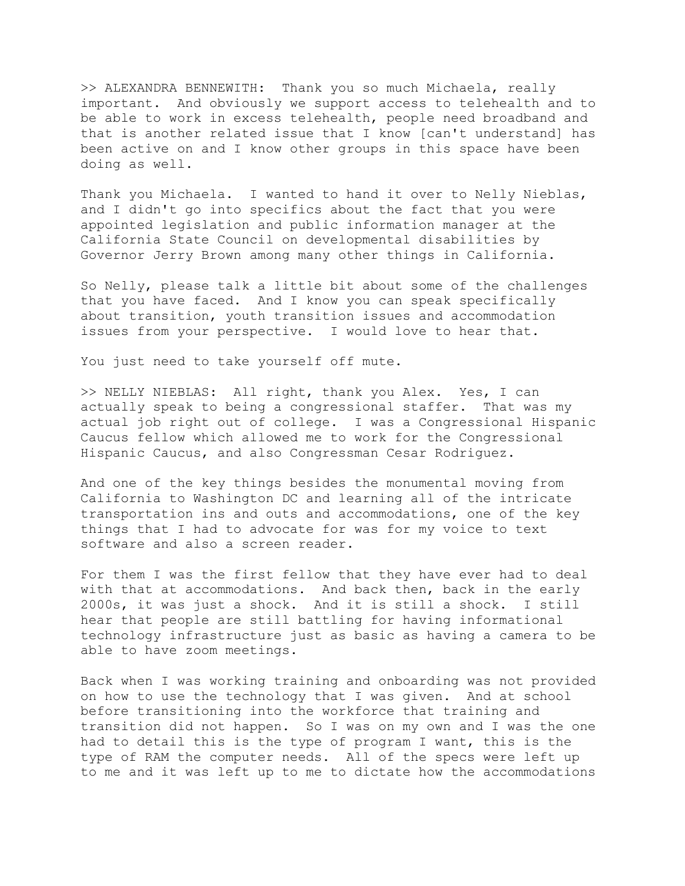>> ALEXANDRA BENNEWITH: Thank you so much Michaela, really important. And obviously we support access to telehealth and to be able to work in excess telehealth, people need broadband and that is another related issue that I know [can't understand] has been active on and I know other groups in this space have been doing as well.

Thank you Michaela. I wanted to hand it over to Nelly Nieblas, and I didn't go into specifics about the fact that you were appointed legislation and public information manager at the California State Council on developmental disabilities by Governor Jerry Brown among many other things in California.

So Nelly, please talk a little bit about some of the challenges that you have faced. And I know you can speak specifically about transition, youth transition issues and accommodation issues from your perspective. I would love to hear that.

You just need to take yourself off mute.

>> NELLY NIEBLAS: All right, thank you Alex. Yes, I can actually speak to being a congressional staffer. That was my actual job right out of college. I was a Congressional Hispanic Caucus fellow which allowed me to work for the Congressional Hispanic Caucus, and also Congressman Cesar Rodriguez.

And one of the key things besides the monumental moving from California to Washington DC and learning all of the intricate transportation ins and outs and accommodations, one of the key things that I had to advocate for was for my voice to text software and also a screen reader.

For them I was the first fellow that they have ever had to deal with that at accommodations. And back then, back in the early 2000s, it was just a shock. And it is still a shock. I still hear that people are still battling for having informational technology infrastructure just as basic as having a camera to be able to have zoom meetings.

Back when I was working training and onboarding was not provided on how to use the technology that I was given. And at school before transitioning into the workforce that training and transition did not happen. So I was on my own and I was the one had to detail this is the type of program I want, this is the type of RAM the computer needs. All of the specs were left up to me and it was left up to me to dictate how the accommodations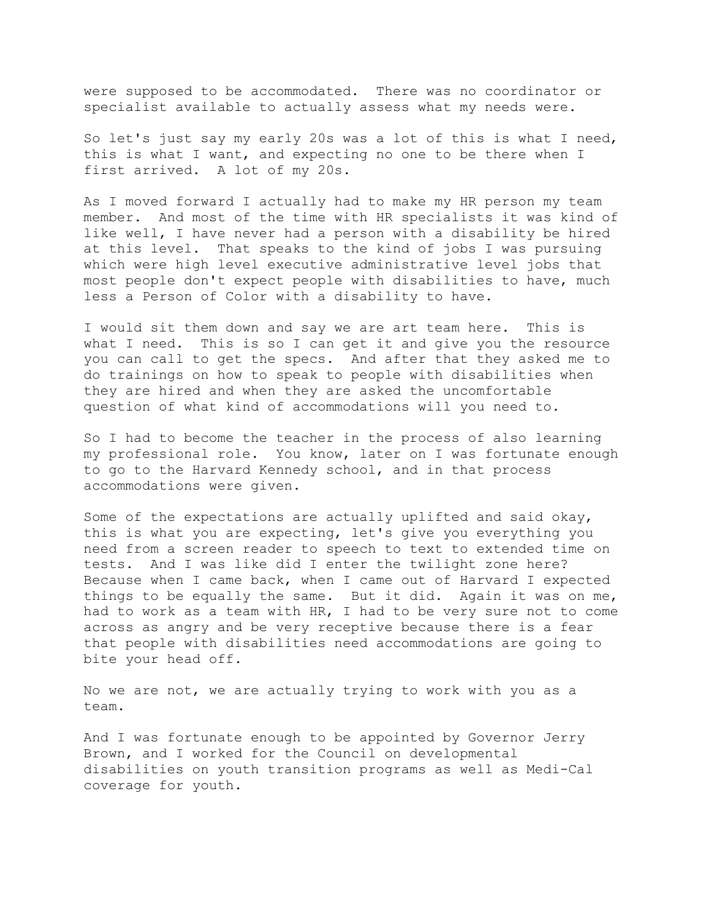were supposed to be accommodated. There was no coordinator or specialist available to actually assess what my needs were.

So let's just say my early 20s was a lot of this is what I need, this is what I want, and expecting no one to be there when I first arrived. A lot of my 20s.

As I moved forward I actually had to make my HR person my team member. And most of the time with HR specialists it was kind of like well, I have never had a person with a disability be hired at this level. That speaks to the kind of jobs I was pursuing which were high level executive administrative level jobs that most people don't expect people with disabilities to have, much less a Person of Color with a disability to have.

I would sit them down and say we are art team here. This is what I need. This is so I can get it and give you the resource you can call to get the specs. And after that they asked me to do trainings on how to speak to people with disabilities when they are hired and when they are asked the uncomfortable question of what kind of accommodations will you need to.

So I had to become the teacher in the process of also learning my professional role. You know, later on I was fortunate enough to go to the Harvard Kennedy school, and in that process accommodations were given.

Some of the expectations are actually uplifted and said okay, this is what you are expecting, let's give you everything you need from a screen reader to speech to text to extended time on tests. And I was like did I enter the twilight zone here? Because when I came back, when I came out of Harvard I expected things to be equally the same. But it did. Again it was on me, had to work as a team with HR, I had to be very sure not to come across as angry and be very receptive because there is a fear that people with disabilities need accommodations are going to bite your head off.

No we are not, we are actually trying to work with you as a team.

And I was fortunate enough to be appointed by Governor Jerry Brown, and I worked for the Council on developmental disabilities on youth transition programs as well as Medi-Cal coverage for youth.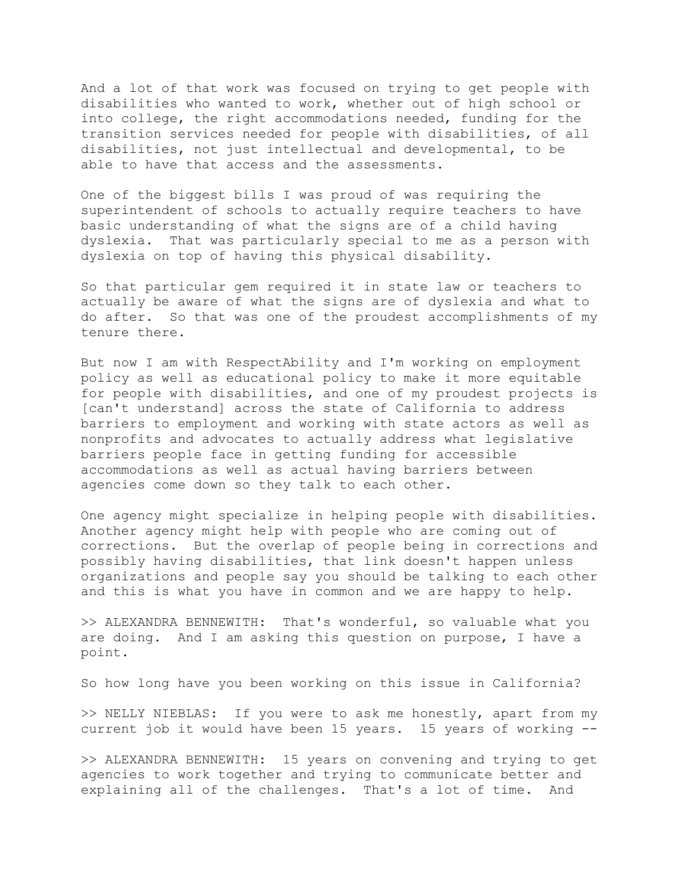And a lot of that work was focused on trying to get people with disabilities who wanted to work, whether out of high school or into college, the right accommodations needed, funding for the transition services needed for people with disabilities, of all disabilities, not just intellectual and developmental, to be able to have that access and the assessments.

One of the biggest bills I was proud of was requiring the superintendent of schools to actually require teachers to have basic understanding of what the signs are of a child having dyslexia. That was particularly special to me as a person with dyslexia on top of having this physical disability.

So that particular gem required it in state law or teachers to actually be aware of what the signs are of dyslexia and what to do after. So that was one of the proudest accomplishments of my tenure there.

But now I am with RespectAbility and I'm working on employment policy as well as educational policy to make it more equitable for people with disabilities, and one of my proudest projects is [can't understand] across the state of California to address barriers to employment and working with state actors as well as nonprofits and advocates to actually address what legislative barriers people face in getting funding for accessible accommodations as well as actual having barriers between agencies come down so they talk to each other.

One agency might specialize in helping people with disabilities. Another agency might help with people who are coming out of corrections. But the overlap of people being in corrections and possibly having disabilities, that link doesn't happen unless organizations and people say you should be talking to each other and this is what you have in common and we are happy to help.

>> ALEXANDRA BENNEWITH: That's wonderful, so valuable what you are doing. And I am asking this question on purpose, I have a point.

So how long have you been working on this issue in California?

>> NELLY NIEBLAS: If you were to ask me honestly, apart from my current job it would have been 15 years. 15 years of working --

>> ALEXANDRA BENNEWITH: 15 years on convening and trying to get agencies to work together and trying to communicate better and explaining all of the challenges. That's a lot of time. And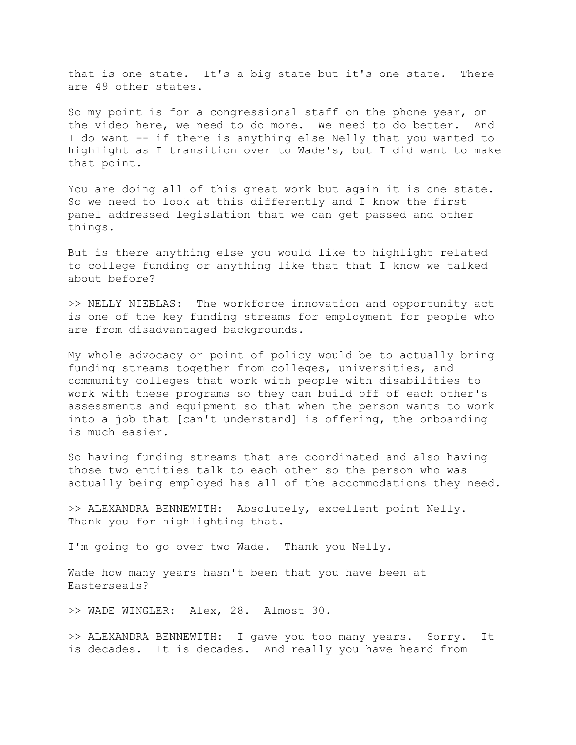that is one state. It's a big state but it's one state. There are 49 other states.

So my point is for a congressional staff on the phone year, on the video here, we need to do more. We need to do better. And I do want -- if there is anything else Nelly that you wanted to highlight as I transition over to Wade's, but I did want to make that point.

You are doing all of this great work but again it is one state. So we need to look at this differently and I know the first panel addressed legislation that we can get passed and other things.

But is there anything else you would like to highlight related to college funding or anything like that that I know we talked about before?

>> NELLY NIEBLAS: The workforce innovation and opportunity act is one of the key funding streams for employment for people who are from disadvantaged backgrounds.

My whole advocacy or point of policy would be to actually bring funding streams together from colleges, universities, and community colleges that work with people with disabilities to work with these programs so they can build off of each other's assessments and equipment so that when the person wants to work into a job that [can't understand] is offering, the onboarding is much easier.

So having funding streams that are coordinated and also having those two entities talk to each other so the person who was actually being employed has all of the accommodations they need.

>> ALEXANDRA BENNEWITH: Absolutely, excellent point Nelly. Thank you for highlighting that.

I'm going to go over two Wade. Thank you Nelly.

Wade how many years hasn't been that you have been at Easterseals?

>> WADE WINGLER: Alex, 28. Almost 30.

>> ALEXANDRA BENNEWITH: I gave you too many years. Sorry. It is decades. It is decades. And really you have heard from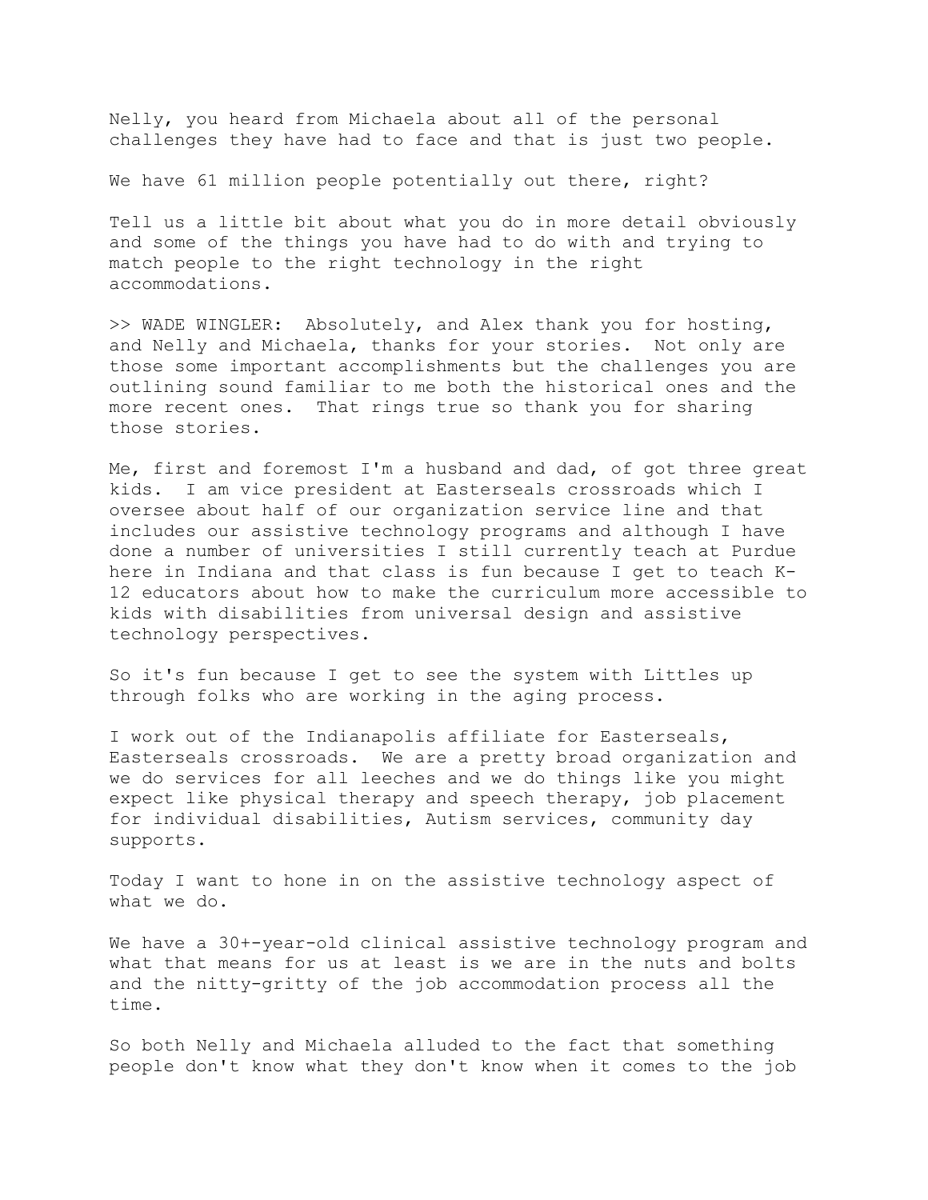Nelly, you heard from Michaela about all of the personal challenges they have had to face and that is just two people.

We have 61 million people potentially out there, right?

Tell us a little bit about what you do in more detail obviously and some of the things you have had to do with and trying to match people to the right technology in the right accommodations.

>> WADE WINGLER: Absolutely, and Alex thank you for hosting, and Nelly and Michaela, thanks for your stories. Not only are those some important accomplishments but the challenges you are outlining sound familiar to me both the historical ones and the more recent ones. That rings true so thank you for sharing those stories.

Me, first and foremost I'm a husband and dad, of got three great kids. I am vice president at Easterseals crossroads which I oversee about half of our organization service line and that includes our assistive technology programs and although I have done a number of universities I still currently teach at Purdue here in Indiana and that class is fun because I get to teach K-12 educators about how to make the curriculum more accessible to kids with disabilities from universal design and assistive technology perspectives.

So it's fun because I get to see the system with Littles up through folks who are working in the aging process.

I work out of the Indianapolis affiliate for Easterseals, Easterseals crossroads. We are a pretty broad organization and we do services for all leeches and we do things like you might expect like physical therapy and speech therapy, job placement for individual disabilities, Autism services, community day supports.

Today I want to hone in on the assistive technology aspect of what we do.

We have a 30+-year-old clinical assistive technology program and what that means for us at least is we are in the nuts and bolts and the nitty-gritty of the job accommodation process all the time.

So both Nelly and Michaela alluded to the fact that something people don't know what they don't know when it comes to the job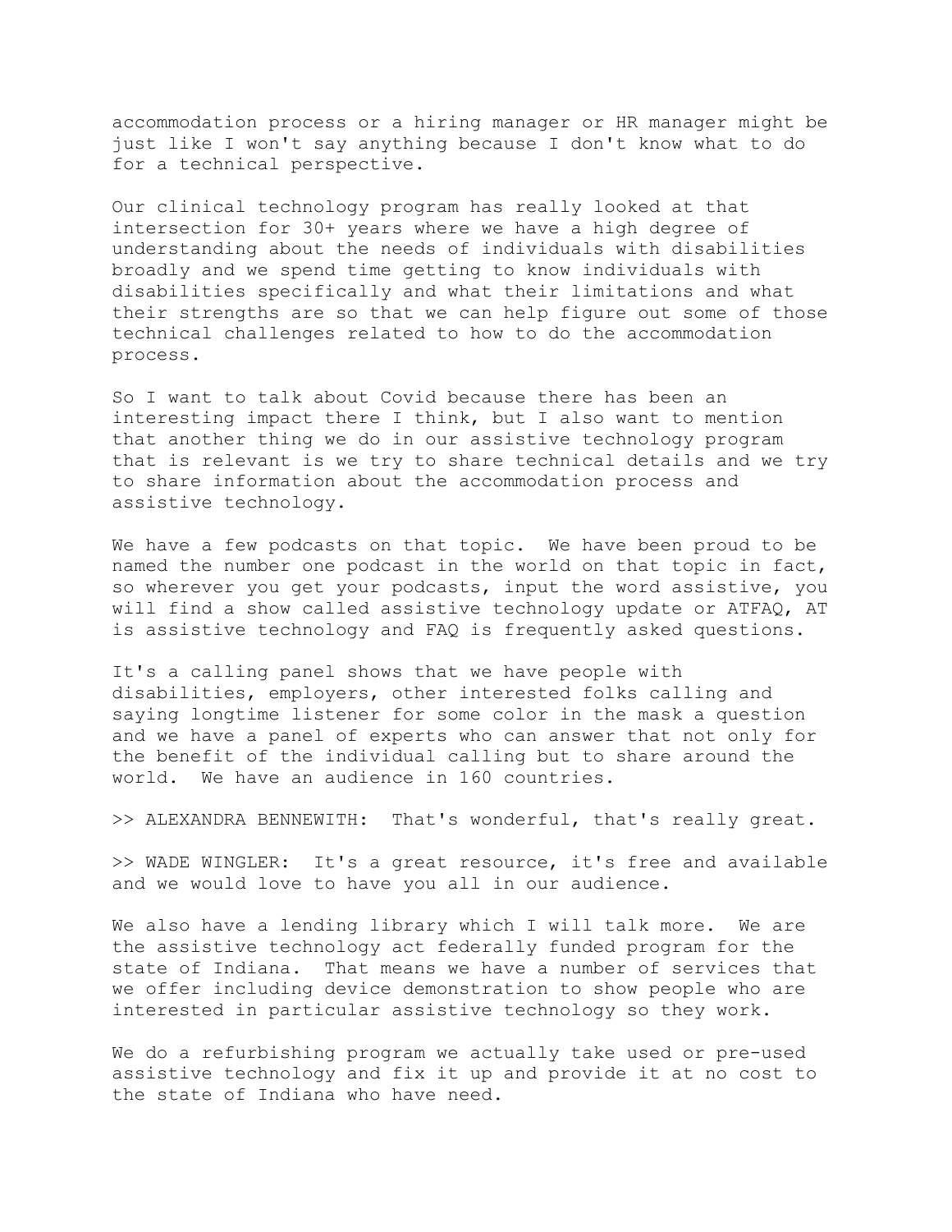accommodation process or a hiring manager or HR manager might be just like I won't say anything because I don't know what to do for a technical perspective.

Our clinical technology program has really looked at that intersection for 30+ years where we have a high degree of understanding about the needs of individuals with disabilities broadly and we spend time getting to know individuals with disabilities specifically and what their limitations and what their strengths are so that we can help figure out some of those technical challenges related to how to do the accommodation process.

So I want to talk about Covid because there has been an interesting impact there I think, but I also want to mention that another thing we do in our assistive technology program that is relevant is we try to share technical details and we try to share information about the accommodation process and assistive technology.

We have a few podcasts on that topic. We have been proud to be named the number one podcast in the world on that topic in fact, so wherever you get your podcasts, input the word assistive, you will find a show called assistive technology update or ATFAQ, AT is assistive technology and FAQ is frequently asked questions.

It's a calling panel shows that we have people with disabilities, employers, other interested folks calling and saying longtime listener for some color in the mask a question and we have a panel of experts who can answer that not only for the benefit of the individual calling but to share around the world. We have an audience in 160 countries.

>> ALEXANDRA BENNEWITH: That's wonderful, that's really great.

>> WADE WINGLER: It's a great resource, it's free and available and we would love to have you all in our audience.

We also have a lending library which I will talk more. We are the assistive technology act federally funded program for the state of Indiana. That means we have a number of services that we offer including device demonstration to show people who are interested in particular assistive technology so they work.

We do a refurbishing program we actually take used or pre-used assistive technology and fix it up and provide it at no cost to the state of Indiana who have need.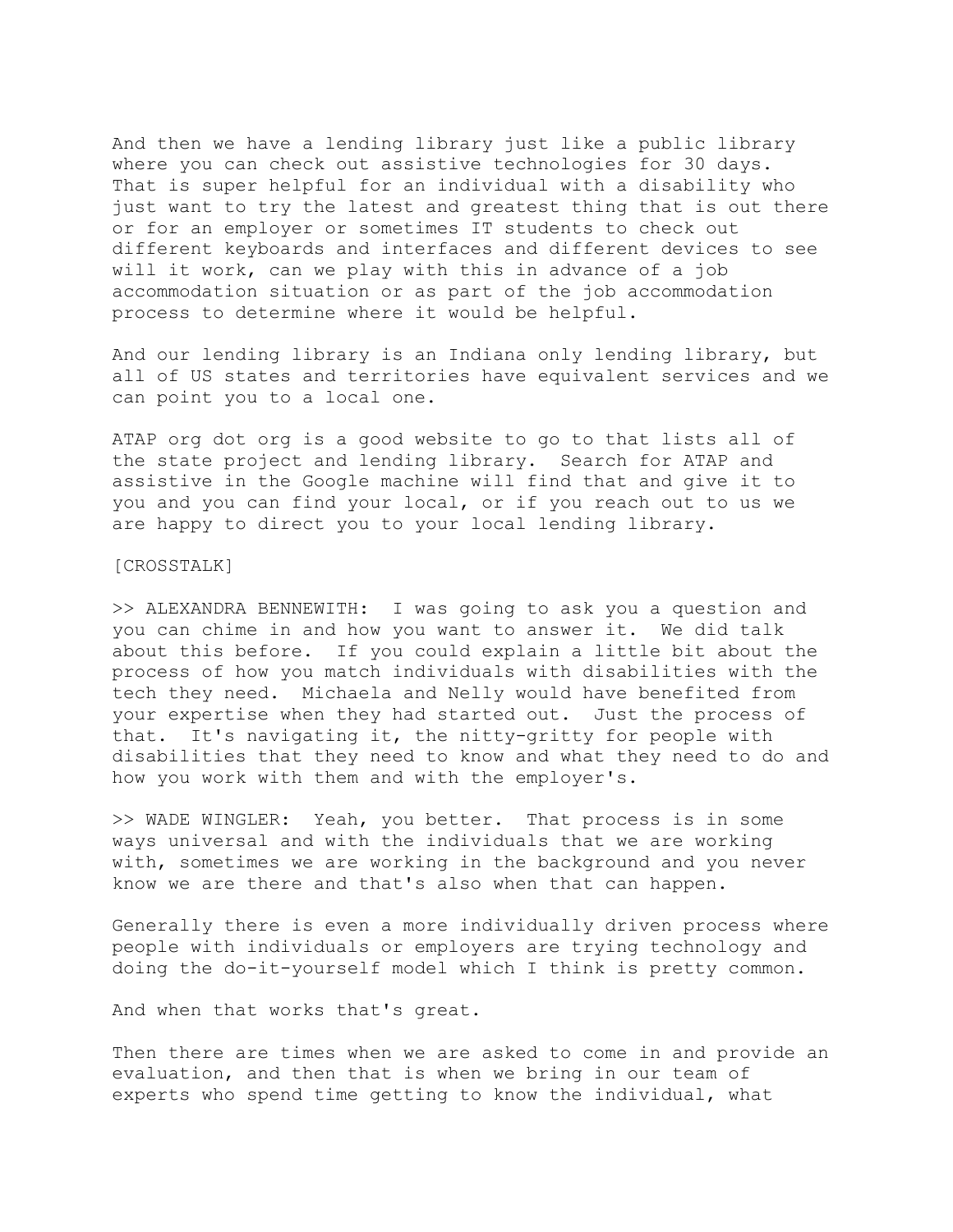And then we have a lending library just like a public library where you can check out assistive technologies for 30 days. That is super helpful for an individual with a disability who just want to try the latest and greatest thing that is out there or for an employer or sometimes IT students to check out different keyboards and interfaces and different devices to see will it work, can we play with this in advance of a job accommodation situation or as part of the job accommodation process to determine where it would be helpful.

And our lending library is an Indiana only lending library, but all of US states and territories have equivalent services and we can point you to a local one.

ATAP org dot org is a good website to go to that lists all of the state project and lending library. Search for ATAP and assistive in the Google machine will find that and give it to you and you can find your local, or if you reach out to us we are happy to direct you to your local lending library.

[CROSSTALK]

>> ALEXANDRA BENNEWITH: I was going to ask you a question and you can chime in and how you want to answer it. We did talk about this before. If you could explain a little bit about the process of how you match individuals with disabilities with the tech they need. Michaela and Nelly would have benefited from your expertise when they had started out. Just the process of that. It's navigating it, the nitty-gritty for people with disabilities that they need to know and what they need to do and how you work with them and with the employer's.

>> WADE WINGLER: Yeah, you better. That process is in some ways universal and with the individuals that we are working with, sometimes we are working in the background and you never know we are there and that's also when that can happen.

Generally there is even a more individually driven process where people with individuals or employers are trying technology and doing the do-it-yourself model which I think is pretty common.

And when that works that's great.

Then there are times when we are asked to come in and provide an evaluation, and then that is when we bring in our team of experts who spend time getting to know the individual, what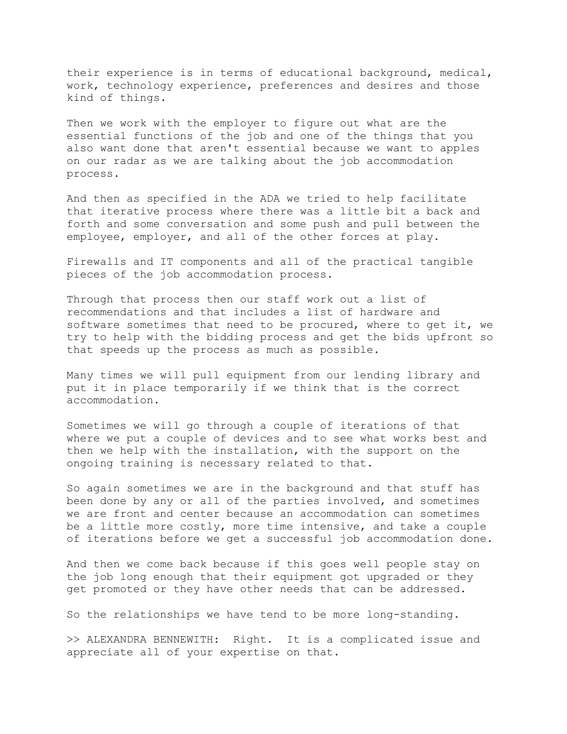their experience is in terms of educational background, medical, work, technology experience, preferences and desires and those kind of things.

Then we work with the employer to figure out what are the essential functions of the job and one of the things that you also want done that aren't essential because we want to apples on our radar as we are talking about the job accommodation process.

And then as specified in the ADA we tried to help facilitate that iterative process where there was a little bit a back and forth and some conversation and some push and pull between the employee, employer, and all of the other forces at play.

Firewalls and IT components and all of the practical tangible pieces of the job accommodation process.

Through that process then our staff work out a list of recommendations and that includes a list of hardware and software sometimes that need to be procured, where to get it, we try to help with the bidding process and get the bids upfront so that speeds up the process as much as possible.

Many times we will pull equipment from our lending library and put it in place temporarily if we think that is the correct accommodation.

Sometimes we will go through a couple of iterations of that where we put a couple of devices and to see what works best and then we help with the installation, with the support on the ongoing training is necessary related to that.

So again sometimes we are in the background and that stuff has been done by any or all of the parties involved, and sometimes we are front and center because an accommodation can sometimes be a little more costly, more time intensive, and take a couple of iterations before we get a successful job accommodation done.

And then we come back because if this goes well people stay on the job long enough that their equipment got upgraded or they get promoted or they have other needs that can be addressed.

So the relationships we have tend to be more long-standing.

>> ALEXANDRA BENNEWITH: Right. It is a complicated issue and appreciate all of your expertise on that.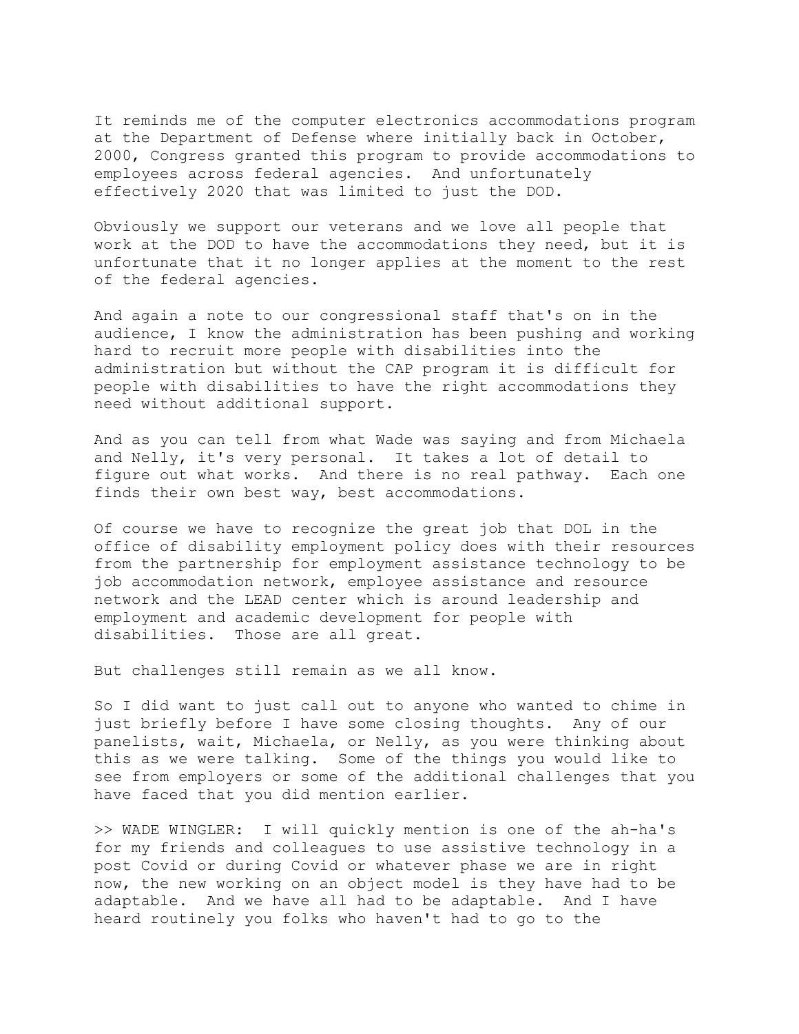It reminds me of the computer electronics accommodations program at the Department of Defense where initially back in October, 2000, Congress granted this program to provide accommodations to employees across federal agencies. And unfortunately effectively 2020 that was limited to just the DOD.

Obviously we support our veterans and we love all people that work at the DOD to have the accommodations they need, but it is unfortunate that it no longer applies at the moment to the rest of the federal agencies.

And again a note to our congressional staff that's on in the audience, I know the administration has been pushing and working hard to recruit more people with disabilities into the administration but without the CAP program it is difficult for people with disabilities to have the right accommodations they need without additional support.

And as you can tell from what Wade was saying and from Michaela and Nelly, it's very personal. It takes a lot of detail to figure out what works. And there is no real pathway. Each one finds their own best way, best accommodations.

Of course we have to recognize the great job that DOL in the office of disability employment policy does with their resources from the partnership for employment assistance technology to be job accommodation network, employee assistance and resource network and the LEAD center which is around leadership and employment and academic development for people with disabilities. Those are all great.

But challenges still remain as we all know.

So I did want to just call out to anyone who wanted to chime in just briefly before I have some closing thoughts. Any of our panelists, wait, Michaela, or Nelly, as you were thinking about this as we were talking. Some of the things you would like to see from employers or some of the additional challenges that you have faced that you did mention earlier.

>> WADE WINGLER: I will quickly mention is one of the ah-ha's for my friends and colleagues to use assistive technology in a post Covid or during Covid or whatever phase we are in right now, the new working on an object model is they have had to be adaptable. And we have all had to be adaptable. And I have heard routinely you folks who haven't had to go to the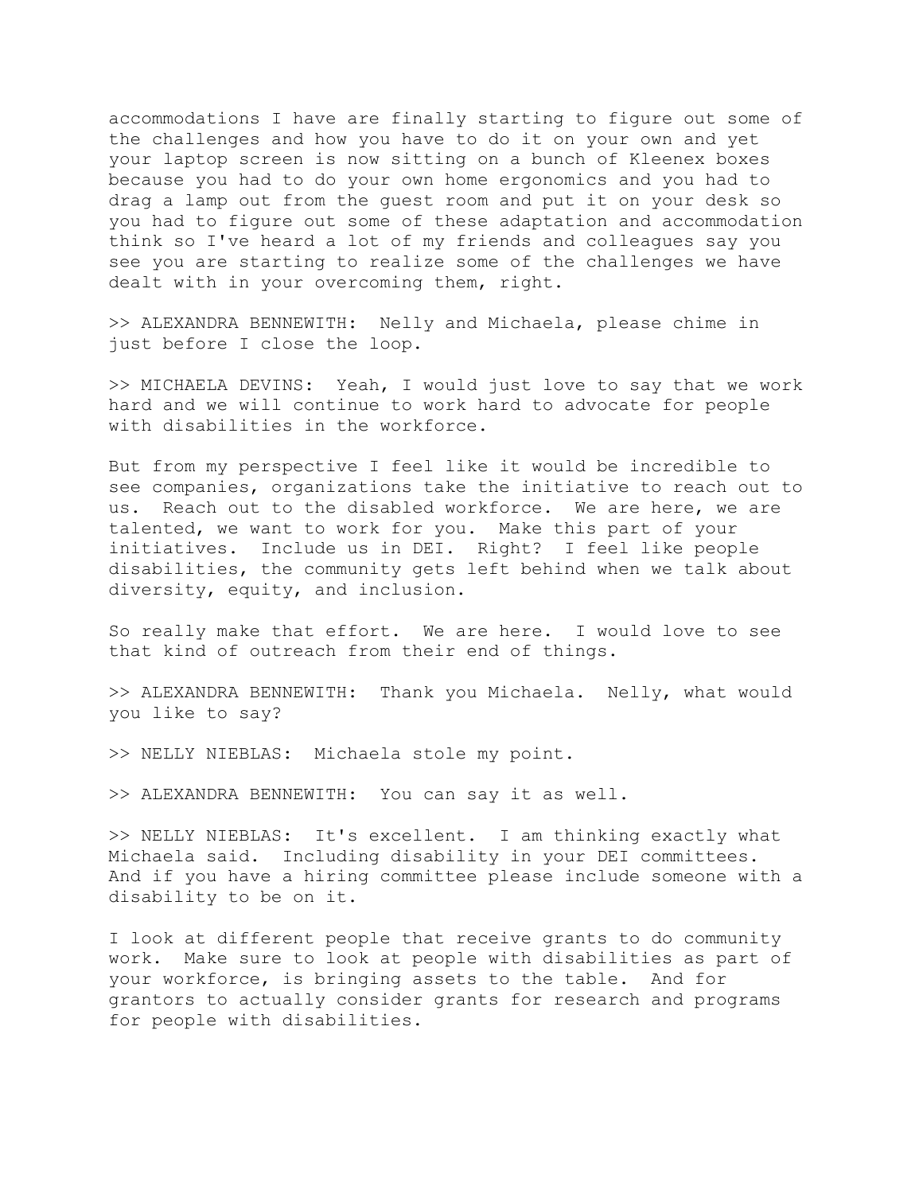accommodations I have are finally starting to figure out some of the challenges and how you have to do it on your own and yet your laptop screen is now sitting on a bunch of Kleenex boxes because you had to do your own home ergonomics and you had to drag a lamp out from the guest room and put it on your desk so you had to figure out some of these adaptation and accommodation think so I've heard a lot of my friends and colleagues say you see you are starting to realize some of the challenges we have dealt with in your overcoming them, right.

>> ALEXANDRA BENNEWITH: Nelly and Michaela, please chime in just before I close the loop.

>> MICHAELA DEVINS: Yeah, I would just love to say that we work hard and we will continue to work hard to advocate for people with disabilities in the workforce.

But from my perspective I feel like it would be incredible to see companies, organizations take the initiative to reach out to us. Reach out to the disabled workforce. We are here, we are talented, we want to work for you. Make this part of your initiatives. Include us in DEI. Right? I feel like people disabilities, the community gets left behind when we talk about diversity, equity, and inclusion.

So really make that effort. We are here. I would love to see that kind of outreach from their end of things.

>> ALEXANDRA BENNEWITH: Thank you Michaela. Nelly, what would you like to say?

>> NELLY NIEBLAS: Michaela stole my point.

>> ALEXANDRA BENNEWITH: You can say it as well.

>> NELLY NIEBLAS: It's excellent. I am thinking exactly what Michaela said. Including disability in your DEI committees. And if you have a hiring committee please include someone with a disability to be on it.

I look at different people that receive grants to do community work. Make sure to look at people with disabilities as part of your workforce, is bringing assets to the table. And for grantors to actually consider grants for research and programs for people with disabilities.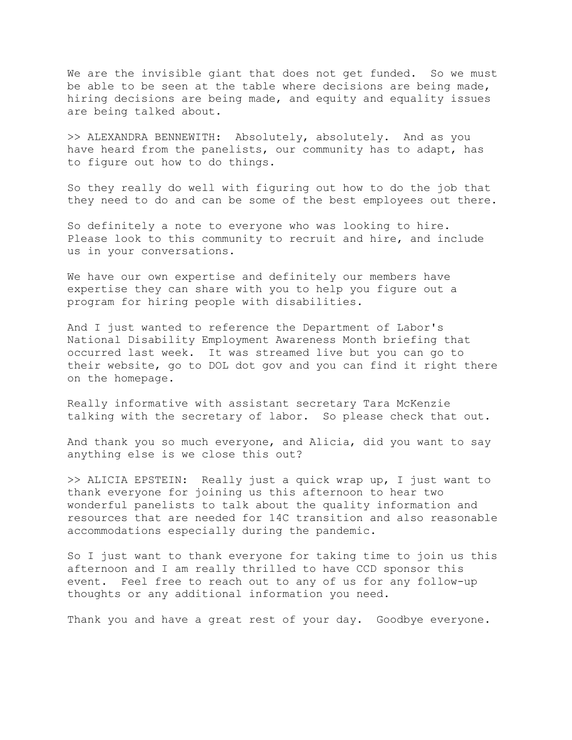We are the invisible giant that does not get funded. So we must be able to be seen at the table where decisions are being made, hiring decisions are being made, and equity and equality issues are being talked about.

>> ALEXANDRA BENNEWITH: Absolutely, absolutely. And as you have heard from the panelists, our community has to adapt, has to figure out how to do things.

So they really do well with figuring out how to do the job that they need to do and can be some of the best employees out there.

So definitely a note to everyone who was looking to hire. Please look to this community to recruit and hire, and include us in your conversations.

We have our own expertise and definitely our members have expertise they can share with you to help you figure out a program for hiring people with disabilities.

And I just wanted to reference the Department of Labor's National Disability Employment Awareness Month briefing that occurred last week. It was streamed live but you can go to their website, go to DOL dot gov and you can find it right there on the homepage.

Really informative with assistant secretary Tara McKenzie talking with the secretary of labor. So please check that out.

And thank you so much everyone, and Alicia, did you want to say anything else is we close this out?

>> ALICIA EPSTEIN: Really just a quick wrap up, I just want to thank everyone for joining us this afternoon to hear two wonderful panelists to talk about the quality information and resources that are needed for 14C transition and also reasonable accommodations especially during the pandemic.

So I just want to thank everyone for taking time to join us this afternoon and I am really thrilled to have CCD sponsor this event. Feel free to reach out to any of us for any follow-up thoughts or any additional information you need.

Thank you and have a great rest of your day. Goodbye everyone.